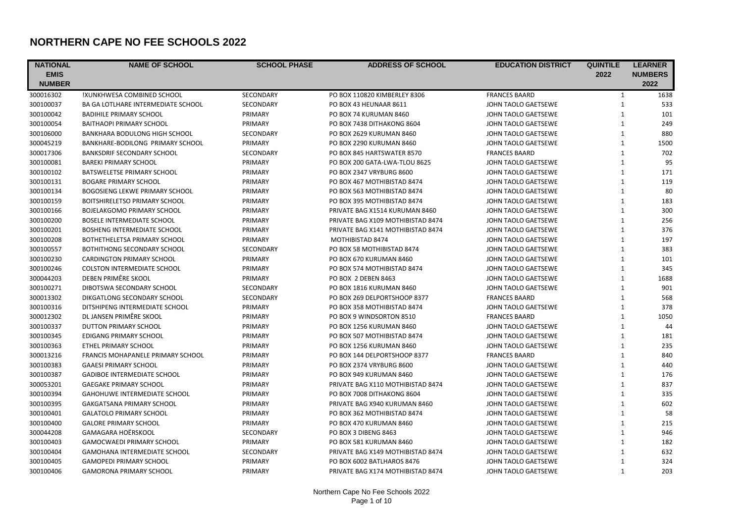# NORTHERN CAPE NO FEE SCHOOLS 2022

| NATIONAL EMIS NUMBER | NAME OF SCHOOL | SCHOOL PHASE | ADDRESS OF SCHOOL | EDUCATION DISTRICT | QUINTILE 2022 | LEARNER NUMBERS 2022 |
|---|---|---|---|---|---|---|
| 300016302 | !XUNKHWESA COMBINED SCHOOL | SECONDARY | PO BOX 110820 KIMBERLEY 8306 | FRANCES BAARD | 1 | 1638 |
| 300100037 | BA GA LOTLHARE INTERMEDIATE SCHOOL | SECONDARY | PO BOX 43 HEUNAAR 8611 | JOHN TAOLO GAETSEWE | 1 | 533 |
| 300100042 | BADIHILE PRIMARY SCHOOL | PRIMARY | PO BOX 74 KURUMAN 8460 | JOHN TAOLO GAETSEWE | 1 | 101 |
| 300100054 | BAITHAOPI PRIMARY SCHOOL | PRIMARY | PO BOX 7438 DITHAKONG 8604 | JOHN TAOLO GAETSEWE | 1 | 249 |
| 300106000 | BANKHARA BODULONG HIGH SCHOOL | SECONDARY | PO BOX 2629 KURUMAN 8460 | JOHN TAOLO GAETSEWE | 1 | 880 |
| 300045219 | BANKHARE-BODILONG PRIMARY SCHOOL | PRIMARY | PO BOX 2290 KURUMAN 8460 | JOHN TAOLO GAETSEWE | 1 | 1500 |
| 300017306 | BANKSDRIF SECONDARY SCHOOL | SECONDARY | PO BOX 845 HARTSWATER 8570 | FRANCES BAARD | 1 | 702 |
| 300100081 | BAREKI PRIMARY SCHOOL | PRIMARY | PO BOX 200 GATA-LWA-TLOU 8625 | JOHN TAOLO GAETSEWE | 1 | 95 |
| 300100102 | BATSWELETSE PRIMARY SCHOOL | PRIMARY | PO BOX 2347 VRYBURG 8600 | JOHN TAOLO GAETSEWE | 1 | 171 |
| 300100131 | BOGARE PRIMARY SCHOOL | PRIMARY | PO BOX 467 MOTHIBISTAD 8474 | JOHN TAOLO GAETSEWE | 1 | 119 |
| 300100134 | BOGOSIENG LEKWE PRIMARY SCHOOL | PRIMARY | PO BOX 563 MOTHIBISTAD 8474 | JOHN TAOLO GAETSEWE | 1 | 80 |
| 300100159 | BOITSHIRELETSO PRIMARY SCHOOL | PRIMARY | PO BOX 395 MOTHIBISTAD 8474 | JOHN TAOLO GAETSEWE | 1 | 183 |
| 300100166 | BOJELAKGOMO PRIMARY SCHOOL | PRIMARY | PRIVATE BAG X1514 KURUMAN 8460 | JOHN TAOLO GAETSEWE | 1 | 300 |
| 300100200 | BOSELE INTERMEDIATE SCHOOL | PRIMARY | PRIVATE BAG X109 MOTHIBISTAD 8474 | JOHN TAOLO GAETSEWE | 1 | 256 |
| 300100201 | BOSHENG INTERMEDIATE SCHOOL | PRIMARY | PRIVATE BAG X141 MOTHIBISTAD 8474 | JOHN TAOLO GAETSEWE | 1 | 376 |
| 300100208 | BOTHETHELETSA PRIMARY SCHOOL | PRIMARY | MOTHIBISTAD 8474 | JOHN TAOLO GAETSEWE | 1 | 197 |
| 300100557 | BOTHITHONG SECONDARY SCHOOL | SECONDARY | PO BOX 58 MOTHIBISTAD 8474 | JOHN TAOLO GAETSEWE | 1 | 383 |
| 300100230 | CARDINGTON PRIMARY SCHOOL | PRIMARY | PO BOX 670 KURUMAN 8460 | JOHN TAOLO GAETSEWE | 1 | 101 |
| 300100246 | COLSTON INTERMEDIATE SCHOOL | PRIMARY | PO BOX 574 MOTHIBISTAD 8474 | JOHN TAOLO GAETSEWE | 1 | 345 |
| 300044203 | DEBEN PRIMÊRE SKOOL | PRIMARY | PO BOX 2 DEBEN 8463 | JOHN TAOLO GAETSEWE | 1 | 1688 |
| 300100271 | DIBOTSWA SECONDARY SCHOOL | SECONDARY | PO BOX 1816 KURUMAN 8460 | JOHN TAOLO GAETSEWE | 1 | 901 |
| 300013302 | DIKGATLONG SECONDARY SCHOOL | SECONDARY | PO BOX 269 DELPORTSHOOP 8377 | FRANCES BAARD | 1 | 568 |
| 300100316 | DITSHIPENG INTERMEDIATE SCHOOL | PRIMARY | PO BOX 358 MOTHIBISTAD 8474 | JOHN TAOLO GAETSEWE | 1 | 378 |
| 300012302 | DL JANSEN PRIMÊRE SKOOL | PRIMARY | PO BOX 9 WINDSORTON 8510 | FRANCES BAARD | 1 | 1050 |
| 300100337 | DUTTON PRIMARY SCHOOL | PRIMARY | PO BOX 1256 KURUMAN 8460 | JOHN TAOLO GAETSEWE | 1 | 44 |
| 300100345 | EDIGANG PRIMARY SCHOOL | PRIMARY | PO BOX 507 MOTHIBISTAD 8474 | JOHN TAOLO GAETSEWE | 1 | 181 |
| 300100363 | ETHEL PRIMARY SCHOOL | PRIMARY | PO BOX 1256 KURUMAN 8460 | JOHN TAOLO GAETSEWE | 1 | 235 |
| 300013216 | FRANCIS MOHAPANELE PRIMARY SCHOOL | PRIMARY | PO BOX 144 DELPORTSHOOP 8377 | FRANCES BAARD | 1 | 840 |
| 300100383 | GAAESI PRIMARY SCHOOL | PRIMARY | PO BOX 2374 VRYBURG 8600 | JOHN TAOLO GAETSEWE | 1 | 440 |
| 300100387 | GADIBOE INTERMEDIATE SCHOOL | PRIMARY | PO BOX 949 KURUMAN 8460 | JOHN TAOLO GAETSEWE | 1 | 176 |
| 300053201 | GAEGAKE PRIMARY SCHOOL | PRIMARY | PRIVATE BAG X110 MOTHIBISTAD 8474 | JOHN TAOLO GAETSEWE | 1 | 837 |
| 300100394 | GAHOHUWE INTERMEDIATE SCHOOL | PRIMARY | PO BOX 7008 DITHAKONG 8604 | JOHN TAOLO GAETSEWE | 1 | 335 |
| 300100395 | GAKGATSANA PRIMARY SCHOOL | PRIMARY | PRIVATE BAG X940 KURUMAN 8460 | JOHN TAOLO GAETSEWE | 1 | 602 |
| 300100401 | GALATOLO PRIMARY SCHOOL | PRIMARY | PO BOX 362 MOTHIBISTAD 8474 | JOHN TAOLO GAETSEWE | 1 | 58 |
| 300100400 | GALORE PRIMARY SCHOOL | PRIMARY | PO BOX 470 KURUMAN 8460 | JOHN TAOLO GAETSEWE | 1 | 215 |
| 300044208 | GAMAGARA HOËRSKOOL | SECONDARY | PO BOX 3 DIBENG 8463 | JOHN TAOLO GAETSEWE | 1 | 946 |
| 300100403 | GAMOCWAEDI PRIMARY SCHOOL | PRIMARY | PO BOX 581 KURUMAN 8460 | JOHN TAOLO GAETSEWE | 1 | 182 |
| 300100404 | GAMOHANA INTERMEDIATE SCHOOL | SECONDARY | PRIVATE BAG X149 MOTHIBISTAD 8474 | JOHN TAOLO GAETSEWE | 1 | 632 |
| 300100405 | GAMOPEDI PRIMARY SCHOOL | PRIMARY | PO BOX 6002 BATLHAROS 8476 | JOHN TAOLO GAETSEWE | 1 | 324 |
| 300100406 | GAMORONA PRIMARY SCHOOL | PRIMARY | PRIVATE BAG X174 MOTHIBISTAD 8474 | JOHN TAOLO GAETSEWE | 1 | 203 |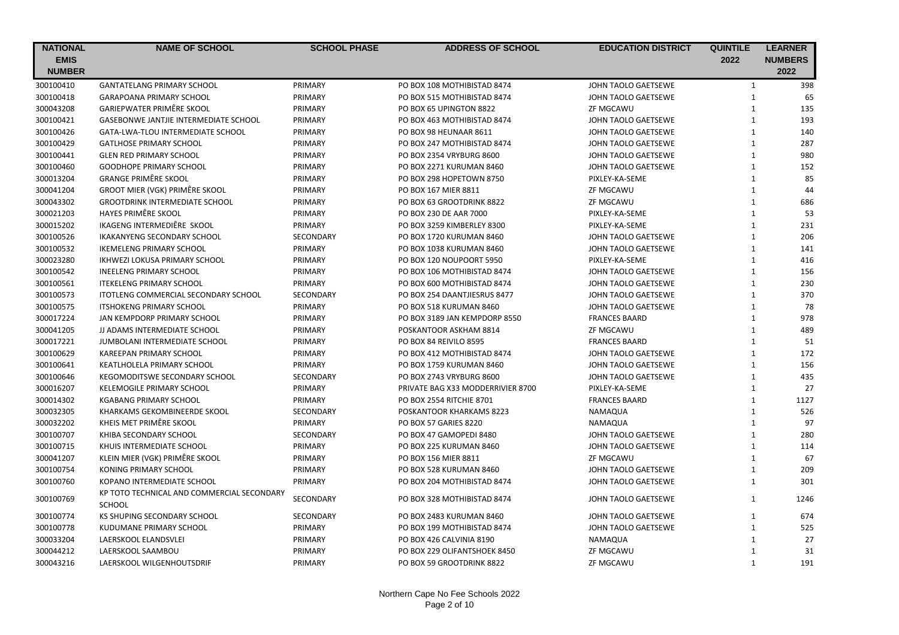| NATIONAL EMIS NUMBER | NAME OF SCHOOL | SCHOOL PHASE | ADDRESS OF SCHOOL | EDUCATION DISTRICT | QUINTILE 2022 | LEARNER NUMBERS 2022 |
|---|---|---|---|---|---|---|
| 300100410 | GANTATELANG PRIMARY SCHOOL | PRIMARY | PO BOX 108 MOTHIBISTAD 8474 | JOHN TAOLO GAETSEWE | 1 | 398 |
| 300100418 | GARAPOANA PRIMARY SCHOOL | PRIMARY | PO BOX 515 MOTHIBISTAD 8474 | JOHN TAOLO GAETSEWE | 1 | 65 |
| 300043208 | GARIEPWATER PRIMÊRE SKOOL | PRIMARY | PO BOX 65 UPINGTON 8822 | ZF MGCAWU | 1 | 135 |
| 300100421 | GASEBONWE JANTJIE INTERMEDIATE SCHOOL | PRIMARY | PO BOX 463 MOTHIBISTAD 8474 | JOHN TAOLO GAETSEWE | 1 | 193 |
| 300100426 | GATA-LWA-TLOU INTERMEDIATE SCHOOL | PRIMARY | PO BOX 98 HEUNAAR 8611 | JOHN TAOLO GAETSEWE | 1 | 140 |
| 300100429 | GATLHOSE PRIMARY SCHOOL | PRIMARY | PO BOX 247 MOTHIBISTAD 8474 | JOHN TAOLO GAETSEWE | 1 | 287 |
| 300100441 | GLEN RED PRIMARY SCHOOL | PRIMARY | PO BOX 2354 VRYBURG 8600 | JOHN TAOLO GAETSEWE | 1 | 980 |
| 300100460 | GOODHOPE PRIMARY SCHOOL | PRIMARY | PO BOX 2271 KURUMAN 8460 | JOHN TAOLO GAETSEWE | 1 | 152 |
| 300013204 | GRANGE PRIMÊRE SKOOL | PRIMARY | PO BOX 298 HOPETOWN 8750 | PIXLEY-KA-SEME | 1 | 85 |
| 300041204 | GROOT MIER (VGK) PRIMÊRE SKOOL | PRIMARY | PO BOX 167 MIER 8811 | ZF MGCAWU | 1 | 44 |
| 300043302 | GROOTDRINK INTERMEDIATE SCHOOL | PRIMARY | PO BOX 63 GROOTDRINK 8822 | ZF MGCAWU | 1 | 686 |
| 300021203 | HAYES PRIMÊRE SKOOL | PRIMARY | PO BOX 230 DE AAR 7000 | PIXLEY-KA-SEME | 1 | 53 |
| 300015202 | IKAGENG INTERMEDIÊRE SKOOL | PRIMARY | PO BOX 3259 KIMBERLEY 8300 | PIXLEY-KA-SEME | 1 | 231 |
| 300100526 | IKAKANYENG SECONDARY SCHOOL | SECONDARY | PO BOX 1720 KURUMAN 8460 | JOHN TAOLO GAETSEWE | 1 | 206 |
| 300100532 | IKEMELENG PRIMARY SCHOOL | PRIMARY | PO BOX 1038 KURUMAN 8460 | JOHN TAOLO GAETSEWE | 1 | 141 |
| 300023280 | IKHWEZI LOKUSA PRIMARY SCHOOL | PRIMARY | PO BOX 120 NOUPOORT 5950 | PIXLEY-KA-SEME | 1 | 416 |
| 300100542 | INEELENG PRIMARY SCHOOL | PRIMARY | PO BOX 106 MOTHIBISTAD 8474 | JOHN TAOLO GAETSEWE | 1 | 156 |
| 300100561 | ITEKELENG PRIMARY SCHOOL | PRIMARY | PO BOX 600 MOTHIBISTAD 8474 | JOHN TAOLO GAETSEWE | 1 | 230 |
| 300100573 | ITOTLENG COMMERCIAL SECONDARY SCHOOL | SECONDARY | PO BOX 254 DAANTJIESRUS 8477 | JOHN TAOLO GAETSEWE | 1 | 370 |
| 300100575 | ITSHOKENG PRIMARY SCHOOL | PRIMARY | PO BOX 518 KURUMAN 8460 | JOHN TAOLO GAETSEWE | 1 | 78 |
| 300017224 | JAN KEMPDORP PRIMARY SCHOOL | PRIMARY | PO BOX 3189 JAN KEMPDORP 8550 | FRANCES BAARD | 1 | 978 |
| 300041205 | JJ ADAMS INTERMEDIATE SCHOOL | PRIMARY | POSKANTOOR ASKHAM 8814 | ZF MGCAWU | 1 | 489 |
| 300017221 | JUMBOLANI INTERMEDIATE SCHOOL | PRIMARY | PO BOX 84 REIVILO 8595 | FRANCES BAARD | 1 | 51 |
| 300100629 | KAREEPAN PRIMARY SCHOOL | PRIMARY | PO BOX 412 MOTHIBISTAD 8474 | JOHN TAOLO GAETSEWE | 1 | 172 |
| 300100641 | KEATLHOLELA PRIMARY SCHOOL | PRIMARY | PO BOX 1759 KURUMAN 8460 | JOHN TAOLO GAETSEWE | 1 | 156 |
| 300100646 | KEGOMODITSWE SECONDARY SCHOOL | SECONDARY | PO BOX 2743 VRYBURG 8600 | JOHN TAOLO GAETSEWE | 1 | 435 |
| 300016207 | KELEMOGILE PRIMARY SCHOOL | PRIMARY | PRIVATE BAG X33 MODDERRIVIER 8700 | PIXLEY-KA-SEME | 1 | 27 |
| 300014302 | KGABANG PRIMARY SCHOOL | PRIMARY | PO BOX 2554 RITCHIE 8701 | FRANCES BAARD | 1 | 1127 |
| 300032305 | KHARKAMS GEKOMBINEERDE SKOOL | SECONDARY | POSKANTOOR KHARKAMS 8223 | NAMAQUA | 1 | 526 |
| 300032202 | KHEIS MET PRIMÊRE SKOOL | PRIMARY | PO BOX 57 GARIES 8220 | NAMAQUA | 1 | 97 |
| 300100707 | KHIBA SECONDARY SCHOOL | SECONDARY | PO BOX 47 GAMOPEDI 8480 | JOHN TAOLO GAETSEWE | 1 | 280 |
| 300100715 | KHUIS INTERMEDIATE SCHOOL | PRIMARY | PO BOX 225 KURUMAN 8460 | JOHN TAOLO GAETSEWE | 1 | 114 |
| 300041207 | KLEIN MIER (VGK) PRIMÊRE SKOOL | PRIMARY | PO BOX 156 MIER 8811 | ZF MGCAWU | 1 | 67 |
| 300100754 | KONING PRIMARY SCHOOL | PRIMARY | PO BOX 528 KURUMAN 8460 | JOHN TAOLO GAETSEWE | 1 | 209 |
| 300100760 | KOPANO INTERMEDIATE SCHOOL | PRIMARY | PO BOX 204 MOTHIBISTAD 8474 | JOHN TAOLO GAETSEWE | 1 | 301 |
| 300100769 | KP TOTO TECHNICAL AND COMMERCIAL SECONDARY SCHOOL | SECONDARY | PO BOX 328 MOTHIBISTAD 8474 | JOHN TAOLO GAETSEWE | 1 | 1246 |
| 300100774 | KS SHUPING SECONDARY SCHOOL | SECONDARY | PO BOX 2483 KURUMAN 8460 | JOHN TAOLO GAETSEWE | 1 | 674 |
| 300100778 | KUDUMANE PRIMARY SCHOOL | PRIMARY | PO BOX 199 MOTHIBISTAD 8474 | JOHN TAOLO GAETSEWE | 1 | 525 |
| 300033204 | LAERSKOOL ELANDSVLEI | PRIMARY | PO BOX 426 CALVINIA 8190 | NAMAQUA | 1 | 27 |
| 300044212 | LAERSKOOL SAAMBOU | PRIMARY | PO BOX 229 OLIFANTSHOEK 8450 | ZF MGCAWU | 1 | 31 |
| 300043216 | LAERSKOOL WILGENHOUTSDRIF | PRIMARY | PO BOX 59 GROOTDRINK 8822 | ZF MGCAWU | 1 | 191 |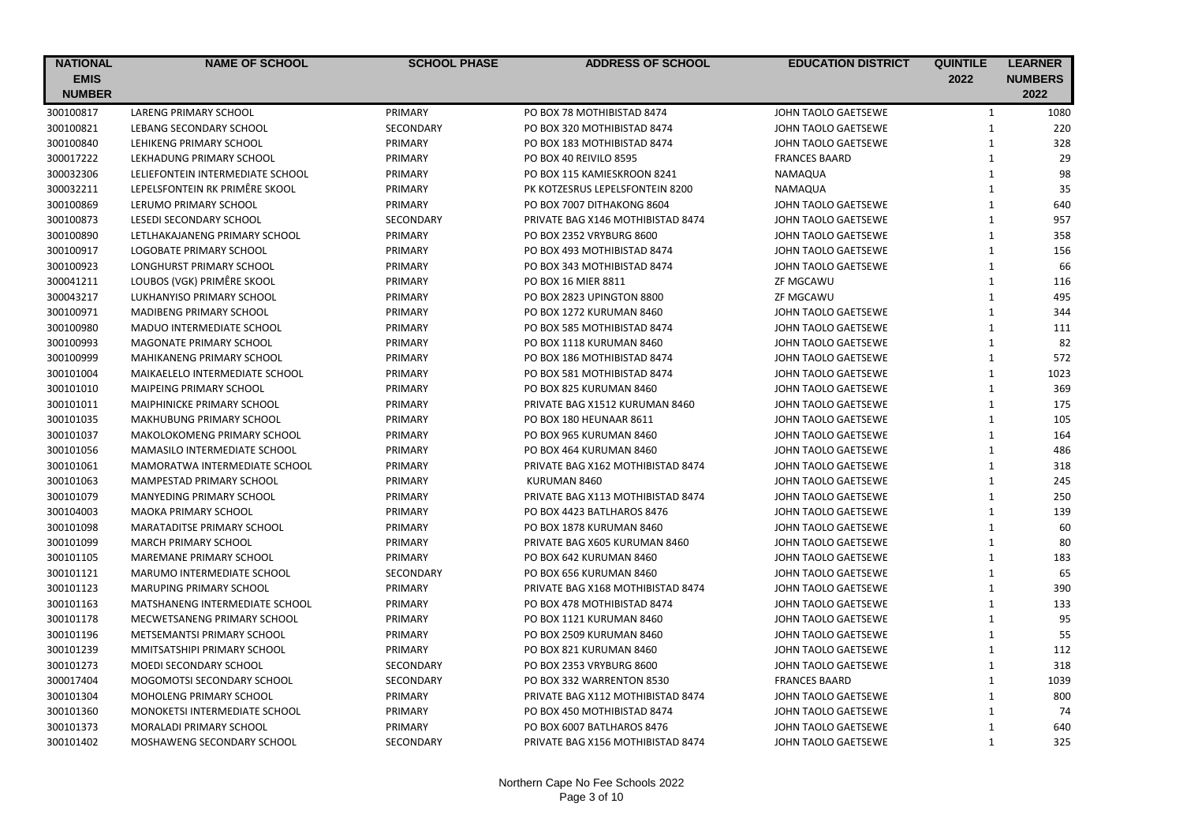| NATIONAL EMIS NUMBER | NAME OF SCHOOL | SCHOOL PHASE | ADDRESS OF SCHOOL | EDUCATION DISTRICT | QUINTILE 2022 | LEARNER NUMBERS 2022 |
|---|---|---|---|---|---|---|
| 300100817 | LARENG PRIMARY SCHOOL | PRIMARY | PO BOX 78 MOTHIBISTAD 8474 | JOHN TAOLO GAETSEWE | 1 | 1080 |
| 300100821 | LEBANG SECONDARY SCHOOL | SECONDARY | PO BOX 320 MOTHIBISTAD 8474 | JOHN TAOLO GAETSEWE | 1 | 220 |
| 300100840 | LEHIKENG PRIMARY SCHOOL | PRIMARY | PO BOX 183 MOTHIBISTAD 8474 | JOHN TAOLO GAETSEWE | 1 | 328 |
| 300017222 | LEKHADUNG PRIMARY SCHOOL | PRIMARY | PO BOX 40 REIVILO 8595 | FRANCES BAARD | 1 | 29 |
| 300032306 | LELIEFONTEIN INTERMEDIATE SCHOOL | PRIMARY | PO BOX 115 KAMIESKROON 8241 | NAMAQUA | 1 | 98 |
| 300032211 | LEPELSFONTEIN RK PRIMÊRE SKOOL | PRIMARY | PK KOTZESRUS LEPELSFONTEIN 8200 | NAMAQUA | 1 | 35 |
| 300100869 | LERUMO PRIMARY SCHOOL | PRIMARY | PO BOX 7007 DITHAKONG 8604 | JOHN TAOLO GAETSEWE | 1 | 640 |
| 300100873 | LESEDI SECONDARY SCHOOL | SECONDARY | PRIVATE BAG X146 MOTHIBISTAD 8474 | JOHN TAOLO GAETSEWE | 1 | 957 |
| 300100890 | LETLHAKAJANENG PRIMARY SCHOOL | PRIMARY | PO BOX 2352 VRYBURG 8600 | JOHN TAOLO GAETSEWE | 1 | 358 |
| 300100917 | LOGOBATE PRIMARY SCHOOL | PRIMARY | PO BOX 493 MOTHIBISTAD 8474 | JOHN TAOLO GAETSEWE | 1 | 156 |
| 300100923 | LONGHURST PRIMARY SCHOOL | PRIMARY | PO BOX 343 MOTHIBISTAD 8474 | JOHN TAOLO GAETSEWE | 1 | 66 |
| 300041211 | LOUBOS (VGK) PRIMÊRE SKOOL | PRIMARY | PO BOX 16 MIER 8811 | ZF MGCAWU | 1 | 116 |
| 300043217 | LUKHANYISO PRIMARY SCHOOL | PRIMARY | PO BOX 2823 UPINGTON 8800 | ZF MGCAWU | 1 | 495 |
| 300100971 | MADIBENG PRIMARY SCHOOL | PRIMARY | PO BOX 1272 KURUMAN 8460 | JOHN TAOLO GAETSEWE | 1 | 344 |
| 300100980 | MADUO INTERMEDIATE SCHOOL | PRIMARY | PO BOX 585 MOTHIBISTAD 8474 | JOHN TAOLO GAETSEWE | 1 | 111 |
| 300100993 | MAGONATE PRIMARY SCHOOL | PRIMARY | PO BOX 1118 KURUMAN 8460 | JOHN TAOLO GAETSEWE | 1 | 82 |
| 300100999 | MAHIKANENG PRIMARY SCHOOL | PRIMARY | PO BOX 186 MOTHIBISTAD 8474 | JOHN TAOLO GAETSEWE | 1 | 572 |
| 300101004 | MAIKAELELO INTERMEDIATE SCHOOL | PRIMARY | PO BOX 581 MOTHIBISTAD 8474 | JOHN TAOLO GAETSEWE | 1 | 1023 |
| 300101010 | MAIPEING PRIMARY SCHOOL | PRIMARY | PO BOX 825 KURUMAN 8460 | JOHN TAOLO GAETSEWE | 1 | 369 |
| 300101011 | MAIPHINICKE PRIMARY SCHOOL | PRIMARY | PRIVATE BAG X1512 KURUMAN 8460 | JOHN TAOLO GAETSEWE | 1 | 175 |
| 300101035 | MAKHUBUNG PRIMARY SCHOOL | PRIMARY | PO BOX 180 HEUNAAR 8611 | JOHN TAOLO GAETSEWE | 1 | 105 |
| 300101037 | MAKOLOKOMENG PRIMARY SCHOOL | PRIMARY | PO BOX 965 KURUMAN 8460 | JOHN TAOLO GAETSEWE | 1 | 164 |
| 300101056 | MAMASILO INTERMEDIATE SCHOOL | PRIMARY | PO BOX 464 KURUMAN 8460 | JOHN TAOLO GAETSEWE | 1 | 486 |
| 300101061 | MAMORATWA INTERMEDIATE SCHOOL | PRIMARY | PRIVATE BAG X162 MOTHIBISTAD 8474 | JOHN TAOLO GAETSEWE | 1 | 318 |
| 300101063 | MAMPESTAD PRIMARY SCHOOL | PRIMARY | KURUMAN 8460 | JOHN TAOLO GAETSEWE | 1 | 245 |
| 300101079 | MANYEDING PRIMARY SCHOOL | PRIMARY | PRIVATE BAG X113 MOTHIBISTAD 8474 | JOHN TAOLO GAETSEWE | 1 | 250 |
| 300104003 | MAOKA PRIMARY SCHOOL | PRIMARY | PO BOX 4423 BATLHAROS 8476 | JOHN TAOLO GAETSEWE | 1 | 139 |
| 300101098 | MARATADITSE PRIMARY SCHOOL | PRIMARY | PO BOX 1878 KURUMAN 8460 | JOHN TAOLO GAETSEWE | 1 | 60 |
| 300101099 | MARCH PRIMARY SCHOOL | PRIMARY | PRIVATE BAG X605 KURUMAN 8460 | JOHN TAOLO GAETSEWE | 1 | 80 |
| 300101105 | MAREMANE PRIMARY SCHOOL | PRIMARY | PO BOX 642 KURUMAN 8460 | JOHN TAOLO GAETSEWE | 1 | 183 |
| 300101121 | MARUMO INTERMEDIATE SCHOOL | SECONDARY | PO BOX 656 KURUMAN 8460 | JOHN TAOLO GAETSEWE | 1 | 65 |
| 300101123 | MARUPING PRIMARY SCHOOL | PRIMARY | PRIVATE BAG X168 MOTHIBISTAD 8474 | JOHN TAOLO GAETSEWE | 1 | 390 |
| 300101163 | MATSHANENG INTERMEDIATE SCHOOL | PRIMARY | PO BOX 478 MOTHIBISTAD 8474 | JOHN TAOLO GAETSEWE | 1 | 133 |
| 300101178 | MECWETSANENG PRIMARY SCHOOL | PRIMARY | PO BOX 1121 KURUMAN 8460 | JOHN TAOLO GAETSEWE | 1 | 95 |
| 300101196 | METSEMANTSI PRIMARY SCHOOL | PRIMARY | PO BOX 2509 KURUMAN 8460 | JOHN TAOLO GAETSEWE | 1 | 55 |
| 300101239 | MMITSATSHIPI PRIMARY SCHOOL | PRIMARY | PO BOX 821 KURUMAN 8460 | JOHN TAOLO GAETSEWE | 1 | 112 |
| 300101273 | MOEDI SECONDARY SCHOOL | SECONDARY | PO BOX 2353 VRYBURG 8600 | JOHN TAOLO GAETSEWE | 1 | 318 |
| 300017404 | MOGOMOTSI SECONDARY SCHOOL | SECONDARY | PO BOX 332 WARRENTON 8530 | FRANCES BAARD | 1 | 1039 |
| 300101304 | MOHOLENG PRIMARY SCHOOL | PRIMARY | PRIVATE BAG X112 MOTHIBISTAD 8474 | JOHN TAOLO GAETSEWE | 1 | 800 |
| 300101360 | MONOKETSI INTERMEDIATE SCHOOL | PRIMARY | PO BOX 450 MOTHIBISTAD 8474 | JOHN TAOLO GAETSEWE | 1 | 74 |
| 300101373 | MORALADI PRIMARY SCHOOL | PRIMARY | PO BOX 6007 BATLHAROS 8476 | JOHN TAOLO GAETSEWE | 1 | 640 |
| 300101402 | MOSHAWENG SECONDARY SCHOOL | SECONDARY | PRIVATE BAG X156 MOTHIBISTAD 8474 | JOHN TAOLO GAETSEWE | 1 | 325 |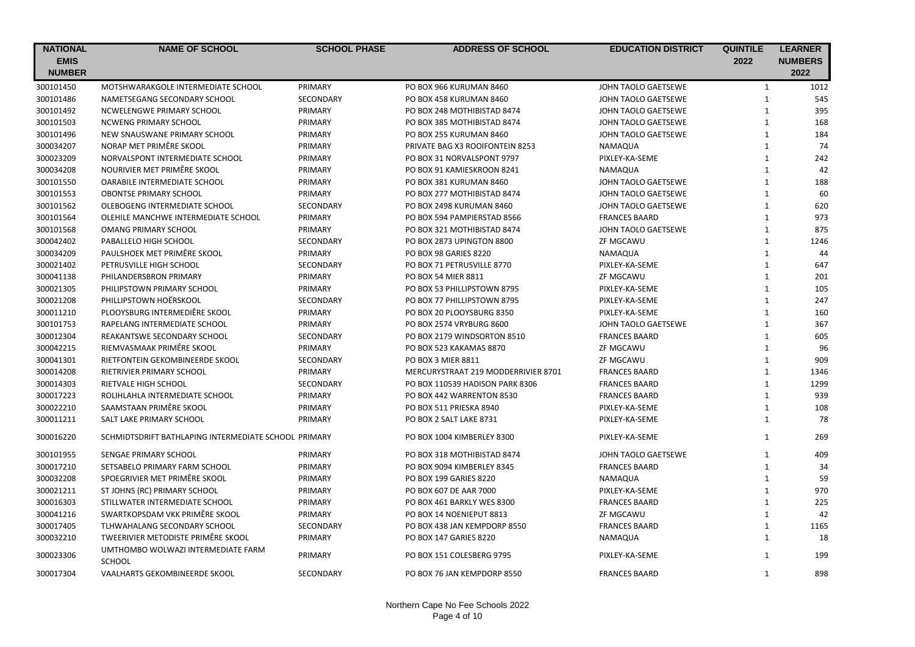| NATIONAL EMIS NUMBER | NAME OF SCHOOL | SCHOOL PHASE | ADDRESS OF SCHOOL | EDUCATION DISTRICT | QUINTILE 2022 | LEARNER NUMBERS 2022 |
|---|---|---|---|---|---|---|
| 300101450 | MOTSHWARAKGOLE INTERMEDIATE SCHOOL | PRIMARY | PO BOX 966 KURUMAN 8460 | JOHN TAOLO GAETSEWE | 1 | 1012 |
| 300101486 | NAMETSEGANG SECONDARY SCHOOL | SECONDARY | PO BOX 458 KURUMAN 8460 | JOHN TAOLO GAETSEWE | 1 | 545 |
| 300101492 | NCWELENGWE PRIMARY SCHOOL | PRIMARY | PO BOX 248 MOTHIBISTAD 8474 | JOHN TAOLO GAETSEWE | 1 | 395 |
| 300101503 | NCWENG PRIMARY SCHOOL | PRIMARY | PO BOX 385 MOTHIBISTAD 8474 | JOHN TAOLO GAETSEWE | 1 | 168 |
| 300101496 | NEW SNAUSWANE PRIMARY SCHOOL | PRIMARY | PO BOX 255 KURUMAN 8460 | JOHN TAOLO GAETSEWE | 1 | 184 |
| 300034207 | NORAP MET PRIMÊRE SKOOL | PRIMARY | PRIVATE BAG X3 ROOIFONTEIN 8253 | NAMAQUA | 1 | 74 |
| 300023209 | NORVALSPONT INTERMEDIATE SCHOOL | PRIMARY | PO BOX 31 NORVALSPONT 9797 | PIXLEY-KA-SEME | 1 | 242 |
| 300034208 | NOURIVIER MET PRIMÊRE SKOOL | PRIMARY | PO BOX 91 KAMIESKROON 8241 | NAMAQUA | 1 | 42 |
| 300101550 | OARABILE INTERMEDIATE SCHOOL | PRIMARY | PO BOX 381 KURUMAN 8460 | JOHN TAOLO GAETSEWE | 1 | 188 |
| 300101553 | OBONTSE PRIMARY SCHOOL | PRIMARY | PO BOX 277 MOTHIBISTAD 8474 | JOHN TAOLO GAETSEWE | 1 | 60 |
| 300101562 | OLEBOGENG INTERMEDIATE SCHOOL | SECONDARY | PO BOX 2498 KURUMAN 8460 | JOHN TAOLO GAETSEWE | 1 | 620 |
| 300101564 | OLEHILE MANCHWE INTERMEDIATE SCHOOL | PRIMARY | PO BOX 594 PAMPIERSTAD 8566 | FRANCES BAARD | 1 | 973 |
| 300101568 | OMANG PRIMARY SCHOOL | PRIMARY | PO BOX 321 MOTHIBISTAD 8474 | JOHN TAOLO GAETSEWE | 1 | 875 |
| 300042402 | PABALLELO HIGH SCHOOL | SECONDARY | PO BOX 2873 UPINGTON 8800 | ZF MGCAWU | 1 | 1246 |
| 300034209 | PAULSHOEK MET PRIMÊRE SKOOL | PRIMARY | PO BOX 98 GARIES 8220 | NAMAQUA | 1 | 44 |
| 300021402 | PETRUSVILLE HIGH SCHOOL | SECONDARY | PO BOX 71 PETRUSVILLE 8770 | PIXLEY-KA-SEME | 1 | 647 |
| 300041138 | PHILANDERSBRON PRIMARY | PRIMARY | PO BOX 54 MIER 8811 | ZF MGCAWU | 1 | 201 |
| 300021305 | PHILIPSTOWN PRIMARY SCHOOL | PRIMARY | PO BOX 53 PHILLIPSTOWN 8795 | PIXLEY-KA-SEME | 1 | 105 |
| 300021208 | PHILLIPSTOWN HOËRSKOOL | SECONDARY | PO BOX 77 PHILLIPSTOWN 8795 | PIXLEY-KA-SEME | 1 | 247 |
| 300011210 | PLOOYSBURG INTERMEDIÊRE SKOOL | PRIMARY | PO BOX 20 PLOOYSBURG 8350 | PIXLEY-KA-SEME | 1 | 160 |
| 300101753 | RAPELANG INTERMEDIATE SCHOOL | PRIMARY | PO BOX 2574 VRYBURG 8600 | JOHN TAOLO GAETSEWE | 1 | 367 |
| 300012304 | REAKANTSWE SECONDARY SCHOOL | SECONDARY | PO BOX 2179 WINDSORTON 8510 | FRANCES BAARD | 1 | 605 |
| 300042215 | RIEMVASMAAK PRIMÊRE SKOOL | PRIMARY | PO BOX 523 KAKAMAS 8870 | ZF MGCAWU | 1 | 96 |
| 300041301 | RIETFONTEIN GEKOMBINEERDE SKOOL | SECONDARY | PO BOX 3 MIER 8811 | ZF MGCAWU | 1 | 909 |
| 300014208 | RIETRIVIER PRIMARY SCHOOL | PRIMARY | MERCURYSTRAAT 219 MODDERRIVIER 8701 | FRANCES BAARD | 1 | 1346 |
| 300014303 | RIETVALE HIGH SCHOOL | SECONDARY | PO BOX 110539 HADISON PARK 8306 | FRANCES BAARD | 1 | 1299 |
| 300017223 | ROLIHLAHLA INTERMEDIATE SCHOOL | PRIMARY | PO BOX 442 WARRENTON 8530 | FRANCES BAARD | 1 | 939 |
| 300022210 | SAAMSTAAN PRIMÊRE SKOOL | PRIMARY | PO BOX 511 PRIESKA 8940 | PIXLEY-KA-SEME | 1 | 108 |
| 300011211 | SALT LAKE PRIMARY SCHOOL | PRIMARY | PO BOX 2 SALT LAKE 8731 | PIXLEY-KA-SEME | 1 | 78 |
| 300016220 | SCHMIDTSDRIFT BATHLAPING INTERMEDIATE SCHOOL | PRIMARY | PO BOX 1004 KIMBERLEY 8300 | PIXLEY-KA-SEME | 1 | 269 |
| 300101955 | SENGAE PRIMARY SCHOOL | PRIMARY | PO BOX 318 MOTHIBISTAD 8474 | JOHN TAOLO GAETSEWE | 1 | 409 |
| 300017210 | SETSABELO PRIMARY FARM SCHOOL | PRIMARY | PO BOX 9094 KIMBERLEY 8345 | FRANCES BAARD | 1 | 34 |
| 300032208 | SPOEGRIVIER MET PRIMÊRE SKOOL | PRIMARY | PO BOX 199 GARIES 8220 | NAMAQUA | 1 | 59 |
| 300021211 | ST JOHNS (RC) PRIMARY SCHOOL | PRIMARY | PO BOX 607 DE AAR 7000 | PIXLEY-KA-SEME | 1 | 970 |
| 300016303 | STILLWATER INTERMEDIATE SCHOOL | PRIMARY | PO BOX 461 BARKLY WES 8300 | FRANCES BAARD | 1 | 225 |
| 300041216 | SWARTKOPSDAM VKK PRIMÊRE SKOOL | PRIMARY | PO BOX 14 NOENIEPUT 8813 | ZF MGCAWU | 1 | 42 |
| 300017405 | TLHWAHALANG SECONDARY SCHOOL | SECONDARY | PO BOX 438 JAN KEMPDORP 8550 | FRANCES BAARD | 1 | 1165 |
| 300032210 | TWEERIVIER METODISTE PRIMÊRE SKOOL | PRIMARY | PO BOX 147 GARIES 8220 | NAMAQUA | 1 | 18 |
| 300023306 | UMTHOMBO WOLWAZI INTERMEDIATE FARM SCHOOL | PRIMARY | PO BOX 151 COLESBERG 9795 | PIXLEY-KA-SEME | 1 | 199 |
| 300017304 | VAALHARTS GEKOMBINEERDE SKOOL | SECONDARY | PO BOX 76 JAN KEMPDORP 8550 | FRANCES BAARD | 1 | 898 |

Northern Cape No Fee Schools 2022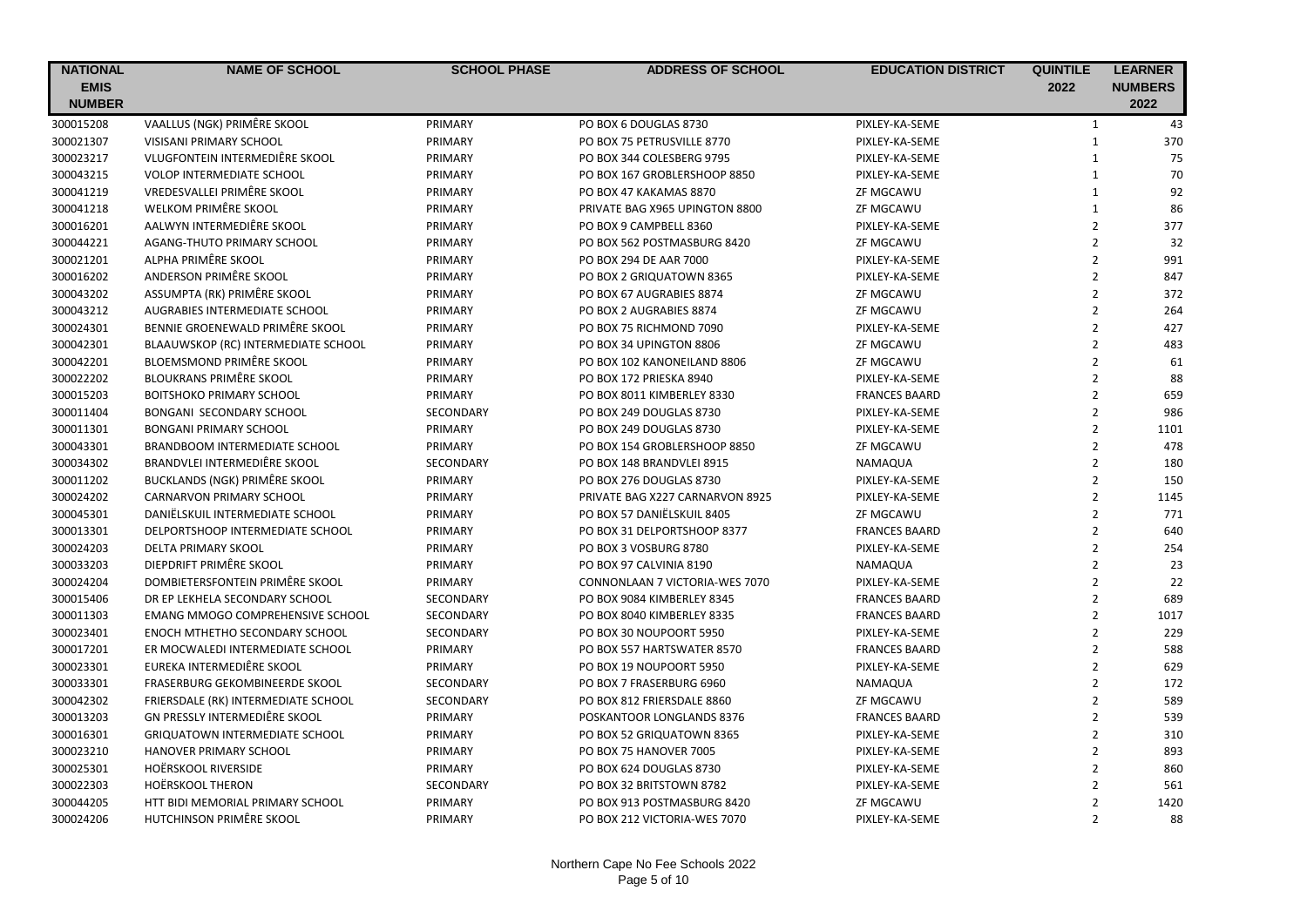| NATIONAL EMIS NUMBER | NAME OF SCHOOL | SCHOOL PHASE | ADDRESS OF SCHOOL | EDUCATION DISTRICT | QUINTILE 2022 | LEARNER NUMBERS 2022 |
|---|---|---|---|---|---|---|
| 300015208 | VAALLUS (NGK) PRIMÊRE SKOOL | PRIMARY | PO BOX 6 DOUGLAS 8730 | PIXLEY-KA-SEME | 1 | 43 |
| 300021307 | VISISANI PRIMARY SCHOOL | PRIMARY | PO BOX 75 PETRUSVILLE 8770 | PIXLEY-KA-SEME | 1 | 370 |
| 300023217 | VLUGFONTEIN INTERMEDIÊRE SKOOL | PRIMARY | PO BOX 344 COLESBERG 9795 | PIXLEY-KA-SEME | 1 | 75 |
| 300043215 | VOLOP INTERMEDIATE SCHOOL | PRIMARY | PO BOX 167 GROBLERSHOOP 8850 | PIXLEY-KA-SEME | 1 | 70 |
| 300041219 | VREDESVALLEI PRIMÊRE SKOOL | PRIMARY | PO BOX 47 KAKAMAS 8870 | ZF MGCAWU | 1 | 92 |
| 300041218 | WELKOM PRIMÊRE SKOOL | PRIMARY | PRIVATE BAG X965 UPINGTON 8800 | ZF MGCAWU | 1 | 86 |
| 300016201 | AALWYN INTERMEDIÊRE SKOOL | PRIMARY | PO BOX 9 CAMPBELL 8360 | PIXLEY-KA-SEME | 2 | 377 |
| 300044221 | AGANG-THUTO PRIMARY SCHOOL | PRIMARY | PO BOX 562 POSTMASBURG 8420 | ZF MGCAWU | 2 | 32 |
| 300021201 | ALPHA PRIMÊRE SKOOL | PRIMARY | PO BOX 294 DE AAR 7000 | PIXLEY-KA-SEME | 2 | 991 |
| 300016202 | ANDERSON PRIMÊRE SKOOL | PRIMARY | PO BOX 2 GRIQUATOWN 8365 | PIXLEY-KA-SEME | 2 | 847 |
| 300043202 | ASSUMPTA (RK) PRIMÊRE SKOOL | PRIMARY | PO BOX 67 AUGRABIES 8874 | ZF MGCAWU | 2 | 372 |
| 300043212 | AUGRABIES INTERMEDIATE SCHOOL | PRIMARY | PO BOX 2 AUGRABIES 8874 | ZF MGCAWU | 2 | 264 |
| 300024301 | BENNIE GROENEWALD PRIMÊRE SKOOL | PRIMARY | PO BOX 75 RICHMOND 7090 | PIXLEY-KA-SEME | 2 | 427 |
| 300042301 | BLAAUWSKOP (RC) INTERMEDIATE SCHOOL | PRIMARY | PO BOX 34 UPINGTON 8806 | ZF MGCAWU | 2 | 483 |
| 300042201 | BLOEMSMOND PRIMÊRE SKOOL | PRIMARY | PO BOX 102 KANONEILAND 8806 | ZF MGCAWU | 2 | 61 |
| 300022202 | BLOUKRANS PRIMÊRE SKOOL | PRIMARY | PO BOX 172 PRIESKA 8940 | PIXLEY-KA-SEME | 2 | 88 |
| 300015203 | BOITSHOKO PRIMARY SCHOOL | PRIMARY | PO BOX 8011 KIMBERLEY 8330 | FRANCES BAARD | 2 | 659 |
| 300011404 | BONGANI SECONDARY SCHOOL | SECONDARY | PO BOX 249 DOUGLAS 8730 | PIXLEY-KA-SEME | 2 | 986 |
| 300011301 | BONGANI PRIMARY SCHOOL | PRIMARY | PO BOX 249 DOUGLAS 8730 | PIXLEY-KA-SEME | 2 | 1101 |
| 300043301 | BRANDBOOM INTERMEDIATE SCHOOL | PRIMARY | PO BOX 154 GROBLERSHOOP 8850 | ZF MGCAWU | 2 | 478 |
| 300034302 | BRANDVLEI INTERMEDIÊRE SKOOL | SECONDARY | PO BOX 148 BRANDVLEI 8915 | NAMAQUA | 2 | 180 |
| 300011202 | BUCKLANDS (NGK) PRIMÊRE SKOOL | PRIMARY | PO BOX 276 DOUGLAS 8730 | PIXLEY-KA-SEME | 2 | 150 |
| 300024202 | CARNARVON PRIMARY SCHOOL | PRIMARY | PRIVATE BAG X227 CARNARVON 8925 | PIXLEY-KA-SEME | 2 | 1145 |
| 300045301 | DANIËLSKUIL INTERMEDIATE SCHOOL | PRIMARY | PO BOX 57 DANIËLSKUIL 8405 | ZF MGCAWU | 2 | 771 |
| 300013301 | DELPORTSHOOP INTERMEDIATE SCHOOL | PRIMARY | PO BOX 31 DELPORTSHOOP 8377 | FRANCES BAARD | 2 | 640 |
| 300024203 | DELTA PRIMARY SKOOL | PRIMARY | PO BOX 3 VOSBURG 8780 | PIXLEY-KA-SEME | 2 | 254 |
| 300033203 | DIEPDRIFT PRIMÊRE SKOOL | PRIMARY | PO BOX 97 CALVINIA 8190 | NAMAQUA | 2 | 23 |
| 300024204 | DOMBIETERSFONTEIN PRIMÊRE SKOOL | PRIMARY | CONNONLAAN 7 VICTORIA-WES 7070 | PIXLEY-KA-SEME | 2 | 22 |
| 300015406 | DR EP LEKHELA SECONDARY SCHOOL | SECONDARY | PO BOX 9084 KIMBERLEY 8345 | FRANCES BAARD | 2 | 689 |
| 300011303 | EMANG MMOGO COMPREHENSIVE SCHOOL | SECONDARY | PO BOX 8040 KIMBERLEY 8335 | FRANCES BAARD | 2 | 1017 |
| 300023401 | ENOCH MTHETHO SECONDARY SCHOOL | SECONDARY | PO BOX 30 NOUPOORT 5950 | PIXLEY-KA-SEME | 2 | 229 |
| 300017201 | ER MOCWALEDI INTERMEDIATE SCHOOL | PRIMARY | PO BOX 557 HARTSWATER 8570 | FRANCES BAARD | 2 | 588 |
| 300023301 | EUREKA INTERMEDIÊRE SKOOL | PRIMARY | PO BOX 19 NOUPOORT 5950 | PIXLEY-KA-SEME | 2 | 629 |
| 300033301 | FRASERBURG GEKOMBINEERDE SKOOL | SECONDARY | PO BOX 7 FRASERBURG 6960 | NAMAQUA | 2 | 172 |
| 300042302 | FRIERSDALE (RK) INTERMEDIATE SCHOOL | SECONDARY | PO BOX 812 FRIERSDALE 8860 | ZF MGCAWU | 2 | 589 |
| 300013203 | GN PRESSLY INTERMEDIÊRE SKOOL | PRIMARY | POSKANTOOR LONGLANDS 8376 | FRANCES BAARD | 2 | 539 |
| 300016301 | GRIQUATOWN INTERMEDIATE SCHOOL | PRIMARY | PO BOX 52 GRIQUATOWN 8365 | PIXLEY-KA-SEME | 2 | 310 |
| 300023210 | HANOVER PRIMARY SCHOOL | PRIMARY | PO BOX 75 HANOVER 7005 | PIXLEY-KA-SEME | 2 | 893 |
| 300025301 | HOËRSKOOL RIVERSIDE | PRIMARY | PO BOX 624 DOUGLAS 8730 | PIXLEY-KA-SEME | 2 | 860 |
| 300022303 | HOËRSKOOL THERON | SECONDARY | PO BOX 32 BRITSTOWN 8782 | PIXLEY-KA-SEME | 2 | 561 |
| 300044205 | HTT BIDI MEMORIAL PRIMARY SCHOOL | PRIMARY | PO BOX 913 POSTMASBURG 8420 | ZF MGCAWU | 2 | 1420 |
| 300024206 | HUTCHINSON PRIMÊRE SKOOL | PRIMARY | PO BOX 212 VICTORIA-WES 7070 | PIXLEY-KA-SEME | 2 | 88 |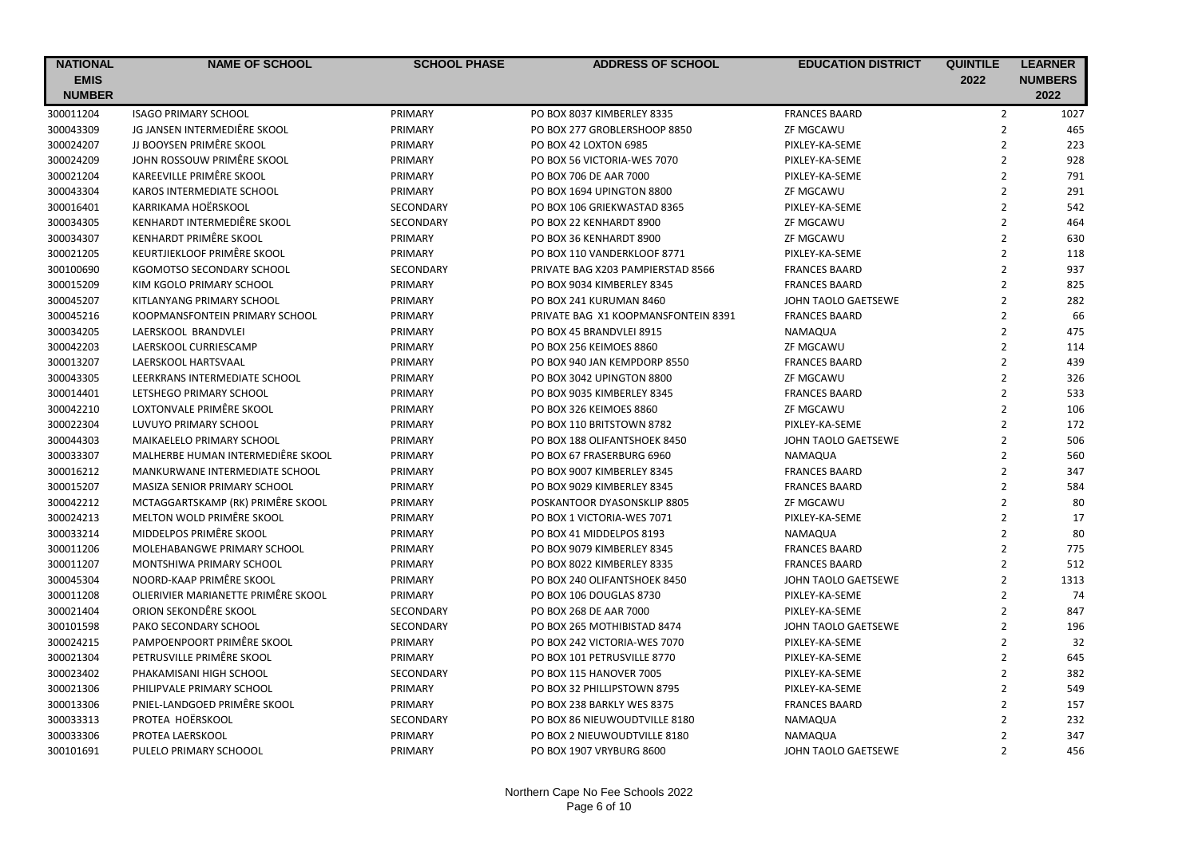| NATIONAL EMIS NUMBER | NAME OF SCHOOL | SCHOOL PHASE | ADDRESS OF SCHOOL | EDUCATION DISTRICT | QUINTILE 2022 | LEARNER NUMBERS 2022 |
|---|---|---|---|---|---|---|
| 300011204 | ISAGO PRIMARY SCHOOL | PRIMARY | PO BOX 8037 KIMBERLEY 8335 | FRANCES BAARD | 2 | 1027 |
| 300043309 | JG JANSEN INTERMEDIÊRE SKOOL | PRIMARY | PO BOX 277 GROBLERSHOOP 8850 | ZF MGCAWU | 2 | 465 |
| 300024207 | JJ BOOYSEN PRIMÊRE SKOOL | PRIMARY | PO BOX 42 LOXTON 6985 | PIXLEY-KA-SEME | 2 | 223 |
| 300024209 | JOHN ROSSOUW PRIMÊRE SKOOL | PRIMARY | PO BOX 56 VICTORIA-WES 7070 | PIXLEY-KA-SEME | 2 | 928 |
| 300021204 | KAREEVILLE PRIMÊRE SKOOL | PRIMARY | PO BOX 706 DE AAR 7000 | PIXLEY-KA-SEME | 2 | 791 |
| 300043304 | KAROS INTERMEDIATE SCHOOL | PRIMARY | PO BOX 1694 UPINGTON 8800 | ZF MGCAWU | 2 | 291 |
| 300016401 | KARRIKAMA HOËRSKOOL | SECONDARY | PO BOX 106 GRIEKWASTAD 8365 | PIXLEY-KA-SEME | 2 | 542 |
| 300034305 | KENHARDT INTERMEDIÊRE SKOOL | SECONDARY | PO BOX 22 KENHARDT 8900 | ZF MGCAWU | 2 | 464 |
| 300034307 | KENHARDT PRIMÊRE SKOOL | PRIMARY | PO BOX 36 KENHARDT 8900 | ZF MGCAWU | 2 | 630 |
| 300021205 | KEURTJIEKLOOF PRIMÊRE SKOOL | PRIMARY | PO BOX 110 VANDERKLOOF 8771 | PIXLEY-KA-SEME | 2 | 118 |
| 300100690 | KGOMOTSO SECONDARY SCHOOL | SECONDARY | PRIVATE BAG X203 PAMPIERSTAD 8566 | FRANCES BAARD | 2 | 937 |
| 300015209 | KIM KGOLO PRIMARY SCHOOL | PRIMARY | PO BOX 9034 KIMBERLEY 8345 | FRANCES BAARD | 2 | 825 |
| 300045207 | KITLANYANG PRIMARY SCHOOL | PRIMARY | PO BOX 241 KURUMAN 8460 | JOHN TAOLO GAETSEWE | 2 | 282 |
| 300045216 | KOOPMANSFONTEIN PRIMARY SCHOOL | PRIMARY | PRIVATE BAG X1 KOOPMANSFONTEIN 8391 | FRANCES BAARD | 2 | 66 |
| 300034205 | LAERSKOOL BRANDVLEI | PRIMARY | PO BOX 45 BRANDVLEI 8915 | NAMAQUA | 2 | 475 |
| 300042203 | LAERSKOOL CURRIESCAMP | PRIMARY | PO BOX 256 KEIMOES 8860 | ZF MGCAWU | 2 | 114 |
| 300013207 | LAERSKOOL HARTSVAAL | PRIMARY | PO BOX 940 JAN KEMPDORP 8550 | FRANCES BAARD | 2 | 439 |
| 300043305 | LEERKRANS INTERMEDIATE SCHOOL | PRIMARY | PO BOX 3042 UPINGTON 8800 | ZF MGCAWU | 2 | 326 |
| 300014401 | LETSHEGO PRIMARY SCHOOL | PRIMARY | PO BOX 9035 KIMBERLEY 8345 | FRANCES BAARD | 2 | 533 |
| 300042210 | LOXTONVALE PRIMÊRE SKOOL | PRIMARY | PO BOX 326 KEIMOES 8860 | ZF MGCAWU | 2 | 106 |
| 300022304 | LUVUYO PRIMARY SCHOOL | PRIMARY | PO BOX 110 BRITSTOWN 8782 | PIXLEY-KA-SEME | 2 | 172 |
| 300044303 | MAIKAELELO PRIMARY SCHOOL | PRIMARY | PO BOX 188 OLIFANTSHOEK 8450 | JOHN TAOLO GAETSEWE | 2 | 506 |
| 300033307 | MALHERBE HUMAN INTERMEDIÊRE SKOOL | PRIMARY | PO BOX 67 FRASERBURG 6960 | NAMAQUA | 2 | 560 |
| 300016212 | MANKURWANE INTERMEDIATE SCHOOL | PRIMARY | PO BOX 9007 KIMBERLEY 8345 | FRANCES BAARD | 2 | 347 |
| 300015207 | MASIZA SENIOR PRIMARY SCHOOL | PRIMARY | PO BOX 9029 KIMBERLEY 8345 | FRANCES BAARD | 2 | 584 |
| 300042212 | MCTAGGARTSKAMP (RK) PRIMÊRE SKOOL | PRIMARY | POSKANTOOR DYASONSKLIP 8805 | ZF MGCAWU | 2 | 80 |
| 300024213 | MELTON WOLD PRIMÊRE SKOOL | PRIMARY | PO BOX 1 VICTORIA-WES 7071 | PIXLEY-KA-SEME | 2 | 17 |
| 300033214 | MIDDELPOS PRIMÊRE SKOOL | PRIMARY | PO BOX 41 MIDDELPOS 8193 | NAMAQUA | 2 | 80 |
| 300011206 | MOLEHABANGWE PRIMARY SCHOOL | PRIMARY | PO BOX 9079 KIMBERLEY 8345 | FRANCES BAARD | 2 | 775 |
| 300011207 | MONTSHIWA PRIMARY SCHOOL | PRIMARY | PO BOX 8022 KIMBERLEY 8335 | FRANCES BAARD | 2 | 512 |
| 300045304 | NOORD-KAAP PRIMÊRE SKOOL | PRIMARY | PO BOX 240 OLIFANTSHOEK 8450 | JOHN TAOLO GAETSEWE | 2 | 1313 |
| 300011208 | OLIERIVIER MARIANETTE PRIMÊRE SKOOL | PRIMARY | PO BOX 106 DOUGLAS 8730 | PIXLEY-KA-SEME | 2 | 74 |
| 300021404 | ORION SEKONDÊRE SKOOL | SECONDARY | PO BOX 268 DE AAR 7000 | PIXLEY-KA-SEME | 2 | 847 |
| 300101598 | PAKO SECONDARY SCHOOL | SECONDARY | PO BOX 265 MOTHIBISTAD 8474 | JOHN TAOLO GAETSEWE | 2 | 196 |
| 300024215 | PAMPOENPOORT PRIMÊRE SKOOL | PRIMARY | PO BOX 242 VICTORIA-WES 7070 | PIXLEY-KA-SEME | 2 | 32 |
| 300021304 | PETRUSVILLE PRIMÊRE SKOOL | PRIMARY | PO BOX 101 PETRUSVILLE 8770 | PIXLEY-KA-SEME | 2 | 645 |
| 300023402 | PHAKAMISANI HIGH SCHOOL | SECONDARY | PO BOX 115 HANOVER 7005 | PIXLEY-KA-SEME | 2 | 382 |
| 300021306 | PHILIPVALE PRIMARY SCHOOL | PRIMARY | PO BOX 32 PHILLIPSTOWN 8795 | PIXLEY-KA-SEME | 2 | 549 |
| 300013306 | PNIEL-LANDGOED PRIMÊRE SKOOL | PRIMARY | PO BOX 238 BARKLY WES 8375 | FRANCES BAARD | 2 | 157 |
| 300033313 | PROTEA HOËRSKOOL | SECONDARY | PO BOX 86 NIEUWOUDTVILLE 8180 | NAMAQUA | 2 | 232 |
| 300033306 | PROTEA LAERSKOOL | PRIMARY | PO BOX 2 NIEUWOUDTVILLE 8180 | NAMAQUA | 2 | 347 |
| 300101691 | PULELO PRIMARY SCHOOOL | PRIMARY | PO BOX 1907 VRYBURG 8600 | JOHN TAOLO GAETSEWE | 2 | 456 |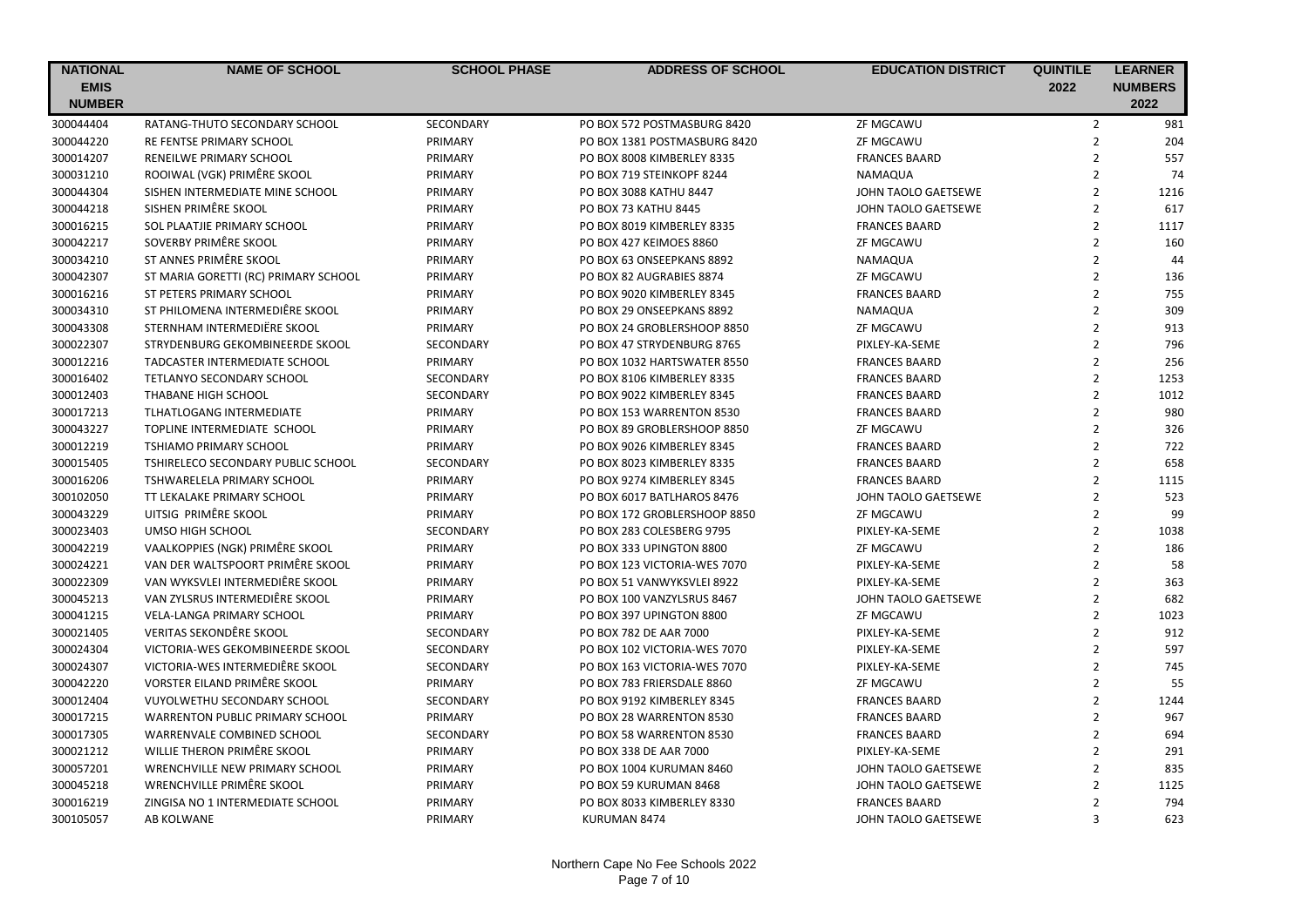| NATIONAL EMIS NUMBER | NAME OF SCHOOL | SCHOOL PHASE | ADDRESS OF SCHOOL | EDUCATION DISTRICT | QUINTILE 2022 | LEARNER NUMBERS 2022 |
|---|---|---|---|---|---|---|
| 300044404 | RATANG-THUTO SECONDARY SCHOOL | SECONDARY | PO BOX 572 POSTMASBURG 8420 | ZF MGCAWU | 2 | 981 |
| 300044220 | RE FENTSE PRIMARY SCHOOL | PRIMARY | PO BOX 1381 POSTMASBURG 8420 | ZF MGCAWU | 2 | 204 |
| 300014207 | RENEILWE PRIMARY SCHOOL | PRIMARY | PO BOX 8008 KIMBERLEY 8335 | FRANCES BAARD | 2 | 557 |
| 300031210 | ROOIWAL (VGK) PRIMÊRE SKOOL | PRIMARY | PO BOX 719 STEINKOPF 8244 | NAMAQUA | 2 | 74 |
| 300044304 | SISHEN INTERMEDIATE MINE SCHOOL | PRIMARY | PO BOX 3088 KATHU 8447 | JOHN TAOLO GAETSEWE | 2 | 1216 |
| 300044218 | SISHEN PRIMÊRE SKOOL | PRIMARY | PO BOX 73 KATHU 8445 | JOHN TAOLO GAETSEWE | 2 | 617 |
| 300016215 | SOL PLAATJIE PRIMARY SCHOOL | PRIMARY | PO BOX 8019 KIMBERLEY 8335 | FRANCES BAARD | 2 | 1117 |
| 300042217 | SOVERBY PRIMÊRE SKOOL | PRIMARY | PO BOX 427 KEIMOES 8860 | ZF MGCAWU | 2 | 160 |
| 300034210 | ST ANNES PRIMÊRE SKOOL | PRIMARY | PO BOX 63 ONSEEPKANS 8892 | NAMAQUA | 2 | 44 |
| 300042307 | ST MARIA GORETTI (RC) PRIMARY SCHOOL | PRIMARY | PO BOX 82 AUGRABIES 8874 | ZF MGCAWU | 2 | 136 |
| 300016216 | ST PETERS PRIMARY SCHOOL | PRIMARY | PO BOX 9020 KIMBERLEY 8345 | FRANCES BAARD | 2 | 755 |
| 300034310 | ST PHILOMENA INTERMEDIÊRE SKOOL | PRIMARY | PO BOX 29 ONSEEPKANS 8892 | NAMAQUA | 2 | 309 |
| 300043308 | STERNHAM INTERMEDIËRE SKOOL | PRIMARY | PO BOX 24 GROBLERSHOOP 8850 | ZF MGCAWU | 2 | 913 |
| 300022307 | STRYDENBURG GEKOMBINEERDE SKOOL | SECONDARY | PO BOX 47 STRYDENBURG 8765 | PIXLEY-KA-SEME | 2 | 796 |
| 300012216 | TADCASTER INTERMEDIATE SCHOOL | PRIMARY | PO BOX 1032 HARTSWATER 8550 | FRANCES BAARD | 2 | 256 |
| 300016402 | TETLANYO SECONDARY SCHOOL | SECONDARY | PO BOX 8106 KIMBERLEY 8335 | FRANCES BAARD | 2 | 1253 |
| 300012403 | THABANE HIGH SCHOOL | SECONDARY | PO BOX 9022 KIMBERLEY 8345 | FRANCES BAARD | 2 | 1012 |
| 300017213 | TLHATLOGANG INTERMEDIATE | PRIMARY | PO BOX 153 WARRENTON 8530 | FRANCES BAARD | 2 | 980 |
| 300043227 | TOPLINE INTERMEDIATE SCHOOL | PRIMARY | PO BOX 89 GROBLERSHOOP 8850 | ZF MGCAWU | 2 | 326 |
| 300012219 | TSHIAMO PRIMARY SCHOOL | PRIMARY | PO BOX 9026 KIMBERLEY 8345 | FRANCES BAARD | 2 | 722 |
| 300015405 | TSHIRELECO SECONDARY PUBLIC SCHOOL | SECONDARY | PO BOX 8023 KIMBERLEY 8335 | FRANCES BAARD | 2 | 658 |
| 300016206 | TSHWARELELA PRIMARY SCHOOL | PRIMARY | PO BOX 9274 KIMBERLEY 8345 | FRANCES BAARD | 2 | 1115 |
| 300102050 | TT LEKALAKE PRIMARY SCHOOL | PRIMARY | PO BOX 6017 BATLHAROS 8476 | JOHN TAOLO GAETSEWE | 2 | 523 |
| 300043229 | UITSIG PRIMÊRE SKOOL | PRIMARY | PO BOX 172 GROBLERSHOOP 8850 | ZF MGCAWU | 2 | 99 |
| 300023403 | UMSO HIGH SCHOOL | SECONDARY | PO BOX 283 COLESBERG 9795 | PIXLEY-KA-SEME | 2 | 1038 |
| 300042219 | VAALKOPPIES (NGK) PRIMÊRE SKOOL | PRIMARY | PO BOX 333 UPINGTON 8800 | ZF MGCAWU | 2 | 186 |
| 300024221 | VAN DER WALTSPOORT PRIMÊRE SKOOL | PRIMARY | PO BOX 123 VICTORIA-WES 7070 | PIXLEY-KA-SEME | 2 | 58 |
| 300022309 | VAN WYKSVLEI INTERMEDIÊRE SKOOL | PRIMARY | PO BOX 51 VANWYKSVLEI 8922 | PIXLEY-KA-SEME | 2 | 363 |
| 300045213 | VAN ZYLSRUS INTERMEDIÊRE SKOOL | PRIMARY | PO BOX 100 VANZYLSRUS 8467 | JOHN TAOLO GAETSEWE | 2 | 682 |
| 300041215 | VELA-LANGA PRIMARY SCHOOL | PRIMARY | PO BOX 397 UPINGTON 8800 | ZF MGCAWU | 2 | 1023 |
| 300021405 | VERITAS SEKONDÊRE SKOOL | SECONDARY | PO BOX 782 DE AAR 7000 | PIXLEY-KA-SEME | 2 | 912 |
| 300024304 | VICTORIA-WES GEKOMBINEERDE SKOOL | SECONDARY | PO BOX 102 VICTORIA-WES 7070 | PIXLEY-KA-SEME | 2 | 597 |
| 300024307 | VICTORIA-WES INTERMEDIÊRE SKOOL | SECONDARY | PO BOX 163 VICTORIA-WES 7070 | PIXLEY-KA-SEME | 2 | 745 |
| 300042220 | VORSTER EILAND PRIMÊRE SKOOL | PRIMARY | PO BOX 783 FRIERSDALE 8860 | ZF MGCAWU | 2 | 55 |
| 300012404 | VUYOLWETHU SECONDARY SCHOOL | SECONDARY | PO BOX 9192 KIMBERLEY 8345 | FRANCES BAARD | 2 | 1244 |
| 300017215 | WARRENTON PUBLIC PRIMARY SCHOOL | PRIMARY | PO BOX 28 WARRENTON 8530 | FRANCES BAARD | 2 | 967 |
| 300017305 | WARRENVALE COMBINED SCHOOL | SECONDARY | PO BOX 58 WARRENTON 8530 | FRANCES BAARD | 2 | 694 |
| 300021212 | WILLIE THERON PRIMÊRE SKOOL | PRIMARY | PO BOX 338 DE AAR 7000 | PIXLEY-KA-SEME | 2 | 291 |
| 300057201 | WRENCHVILLE NEW PRIMARY SCHOOL | PRIMARY | PO BOX 1004 KURUMAN 8460 | JOHN TAOLO GAETSEWE | 2 | 835 |
| 300045218 | WRENCHVILLE PRIMÊRE SKOOL | PRIMARY | PO BOX 59 KURUMAN 8468 | JOHN TAOLO GAETSEWE | 2 | 1125 |
| 300016219 | ZINGISA NO 1 INTERMEDIATE SCHOOL | PRIMARY | PO BOX 8033 KIMBERLEY 8330 | FRANCES BAARD | 2 | 794 |
| 300105057 | AB KOLWANE | PRIMARY | KURUMAN 8474 | JOHN TAOLO GAETSEWE | 3 | 623 |

Northern Cape No Fee Schools 2022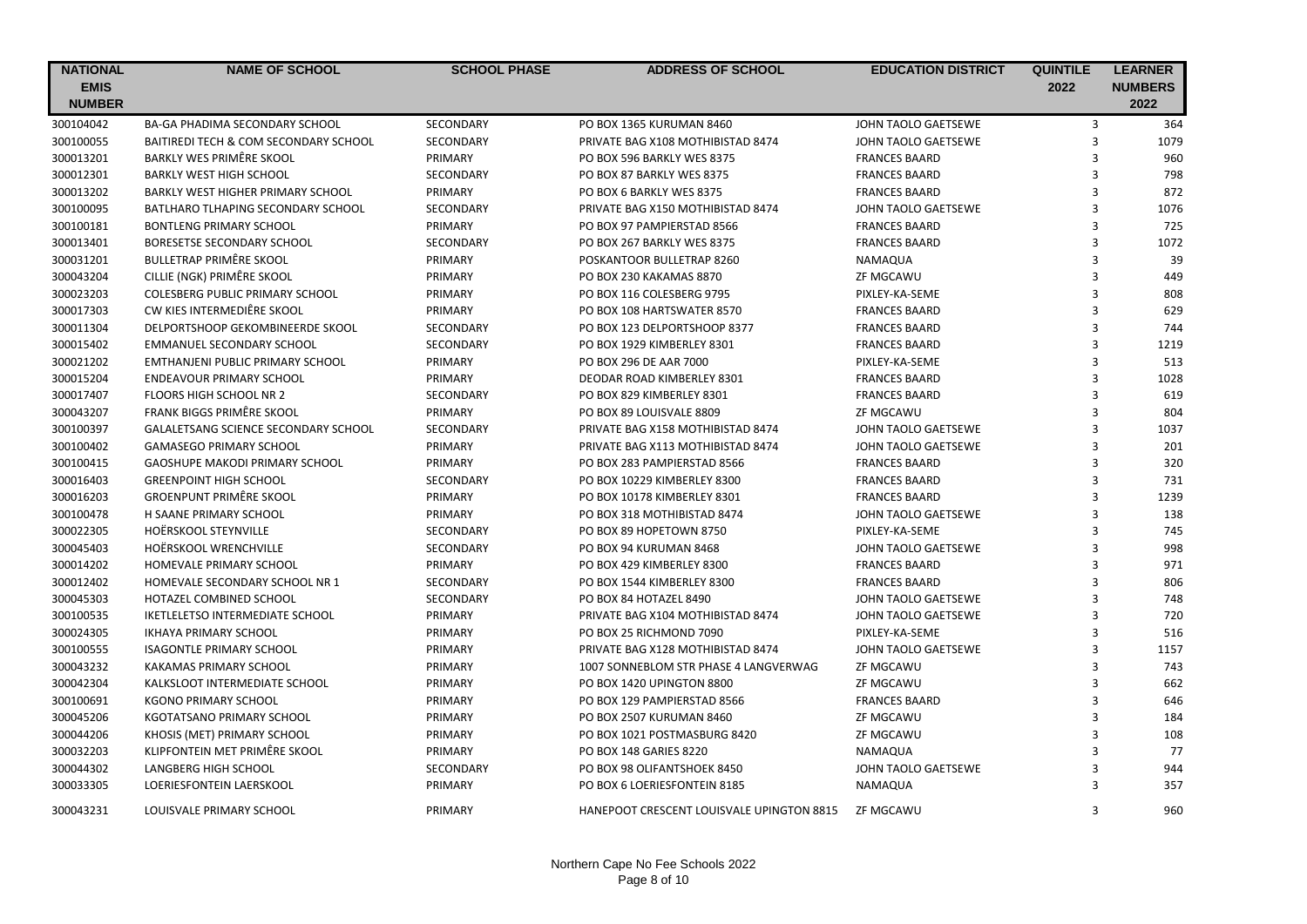| NATIONAL EMIS NUMBER | NAME OF SCHOOL | SCHOOL PHASE | ADDRESS OF SCHOOL | EDUCATION DISTRICT | QUINTILE 2022 | LEARNER NUMBERS 2022 |
|---|---|---|---|---|---|---|
| 300104042 | BA-GA PHADIMA SECONDARY SCHOOL | SECONDARY | PO BOX 1365 KURUMAN 8460 | JOHN TAOLO GAETSEWE | 3 | 364 |
| 300100055 | BAITIREDI TECH & COM SECONDARY SCHOOL | SECONDARY | PRIVATE BAG X108 MOTHIBISTAD 8474 | JOHN TAOLO GAETSEWE | 3 | 1079 |
| 300013201 | BARKLY WES PRIMÊRE SKOOL | PRIMARY | PO BOX 596 BARKLY WES 8375 | FRANCES BAARD | 3 | 960 |
| 300012301 | BARKLY WEST HIGH SCHOOL | SECONDARY | PO BOX 87 BARKLY WES 8375 | FRANCES BAARD | 3 | 798 |
| 300013202 | BARKLY WEST HIGHER PRIMARY SCHOOL | PRIMARY | PO BOX 6 BARKLY WES 8375 | FRANCES BAARD | 3 | 872 |
| 300100095 | BATLHARO TLHAPING SECONDARY SCHOOL | SECONDARY | PRIVATE BAG X150 MOTHIBISTAD 8474 | JOHN TAOLO GAETSEWE | 3 | 1076 |
| 300100181 | BONTLENG PRIMARY SCHOOL | PRIMARY | PO BOX 97 PAMPIERSTAD 8566 | FRANCES BAARD | 3 | 725 |
| 300013401 | BORESETSE SECONDARY SCHOOL | SECONDARY | PO BOX 267 BARKLY WES 8375 | FRANCES BAARD | 3 | 1072 |
| 300031201 | BULLETRAP PRIMÊRE SKOOL | PRIMARY | POSKANTOOR BULLETRAP 8260 | NAMAQUA | 3 | 39 |
| 300043204 | CILLIE (NGK) PRIMÊRE SKOOL | PRIMARY | PO BOX 230 KAKAMAS 8870 | ZF MGCAWU | 3 | 449 |
| 300023203 | COLESBERG PUBLIC PRIMARY SCHOOL | PRIMARY | PO BOX 116 COLESBERG 9795 | PIXLEY-KA-SEME | 3 | 808 |
| 300017303 | CW KIES INTERMEDIÊRE SKOOL | PRIMARY | PO BOX 108 HARTSWATER 8570 | FRANCES BAARD | 3 | 629 |
| 300011304 | DELPORTSHOOP GEKOMBINEERDE SKOOL | SECONDARY | PO BOX 123 DELPORTSHOOP 8377 | FRANCES BAARD | 3 | 744 |
| 300015402 | EMMANUEL SECONDARY SCHOOL | SECONDARY | PO BOX 1929 KIMBERLEY 8301 | FRANCES BAARD | 3 | 1219 |
| 300021202 | EMTHANJENI PUBLIC PRIMARY SCHOOL | PRIMARY | PO BOX 296 DE AAR 7000 | PIXLEY-KA-SEME | 3 | 513 |
| 300015204 | ENDEAVOUR PRIMARY SCHOOL | PRIMARY | DEODAR ROAD KIMBERLEY 8301 | FRANCES BAARD | 3 | 1028 |
| 300017407 | FLOORS HIGH SCHOOL NR 2 | SECONDARY | PO BOX 829 KIMBERLEY 8301 | FRANCES BAARD | 3 | 619 |
| 300043207 | FRANK BIGGS PRIMÊRE SKOOL | PRIMARY | PO BOX 89 LOUISVALE 8809 | ZF MGCAWU | 3 | 804 |
| 300100397 | GALALETSANG SCIENCE SECONDARY SCHOOL | SECONDARY | PRIVATE BAG X158 MOTHIBISTAD 8474 | JOHN TAOLO GAETSEWE | 3 | 1037 |
| 300100402 | GAMASEGO PRIMARY SCHOOL | PRIMARY | PRIVATE BAG X113 MOTHIBISTAD 8474 | JOHN TAOLO GAETSEWE | 3 | 201 |
| 300100415 | GAOSHUPE MAKODI PRIMARY SCHOOL | PRIMARY | PO BOX 283 PAMPIERSTAD 8566 | FRANCES BAARD | 3 | 320 |
| 300016403 | GREENPOINT HIGH SCHOOL | SECONDARY | PO BOX 10229 KIMBERLEY 8300 | FRANCES BAARD | 3 | 731 |
| 300016203 | GROENPUNT PRIMÊRE SKOOL | PRIMARY | PO BOX 10178 KIMBERLEY 8301 | FRANCES BAARD | 3 | 1239 |
| 300100478 | H SAANE PRIMARY SCHOOL | PRIMARY | PO BOX 318 MOTHIBISTAD 8474 | JOHN TAOLO GAETSEWE | 3 | 138 |
| 300022305 | HOËRSKOOL STEYNVILLE | SECONDARY | PO BOX 89 HOPETOWN 8750 | PIXLEY-KA-SEME | 3 | 745 |
| 300045403 | HOËRSKOOL WRENCHVILLE | SECONDARY | PO BOX 94 KURUMAN 8468 | JOHN TAOLO GAETSEWE | 3 | 998 |
| 300014202 | HOMEVALE PRIMARY SCHOOL | PRIMARY | PO BOX 429 KIMBERLEY 8300 | FRANCES BAARD | 3 | 971 |
| 300012402 | HOMEVALE SECONDARY SCHOOL NR 1 | SECONDARY | PO BOX 1544 KIMBERLEY 8300 | FRANCES BAARD | 3 | 806 |
| 300045303 | HOTAZEL COMBINED SCHOOL | SECONDARY | PO BOX 84 HOTAZEL 8490 | JOHN TAOLO GAETSEWE | 3 | 748 |
| 300100535 | IKETLELETSO INTERMEDIATE SCHOOL | PRIMARY | PRIVATE BAG X104 MOTHIBISTAD 8474 | JOHN TAOLO GAETSEWE | 3 | 720 |
| 300024305 | IKHAYA PRIMARY SCHOOL | PRIMARY | PO BOX 25 RICHMOND 7090 | PIXLEY-KA-SEME | 3 | 516 |
| 300100555 | ISAGONTLE PRIMARY SCHOOL | PRIMARY | PRIVATE BAG X128 MOTHIBISTAD 8474 | JOHN TAOLO GAETSEWE | 3 | 1157 |
| 300043232 | KAKAMAS PRIMARY SCHOOL | PRIMARY | 1007 SONNEBLOM STR PHASE 4 LANGVERWAG | ZF MGCAWU | 3 | 743 |
| 300042304 | KALKSLOOT INTERMEDIATE SCHOOL | PRIMARY | PO BOX 1420 UPINGTON 8800 | ZF MGCAWU | 3 | 662 |
| 300100691 | KGONO PRIMARY SCHOOL | PRIMARY | PO BOX 129 PAMPIERSTAD 8566 | FRANCES BAARD | 3 | 646 |
| 300045206 | KGOTATSANO PRIMARY SCHOOL | PRIMARY | PO BOX 2507 KURUMAN 8460 | ZF MGCAWU | 3 | 184 |
| 300044206 | KHOSIS (MET) PRIMARY SCHOOL | PRIMARY | PO BOX 1021 POSTMASBURG 8420 | ZF MGCAWU | 3 | 108 |
| 300032203 | KLIPFONTEIN MET PRIMÊRE SKOOL | PRIMARY | PO BOX 148 GARIES 8220 | NAMAQUA | 3 | 77 |
| 300044302 | LANGBERG HIGH SCHOOL | SECONDARY | PO BOX 98 OLIFANTSHOEK 8450 | JOHN TAOLO GAETSEWE | 3 | 944 |
| 300033305 | LOERIESFONTEIN LAERSKOOL | PRIMARY | PO BOX 6 LOERIESFONTEIN 8185 | NAMAQUA | 3 | 357 |
| 300043231 | LOUISVALE PRIMARY SCHOOL | PRIMARY | HANEPOOT CRESCENT LOUISVALE UPINGTON 8815 | ZF MGCAWU | 3 | 960 |

Northern Cape No Fee Schools 2022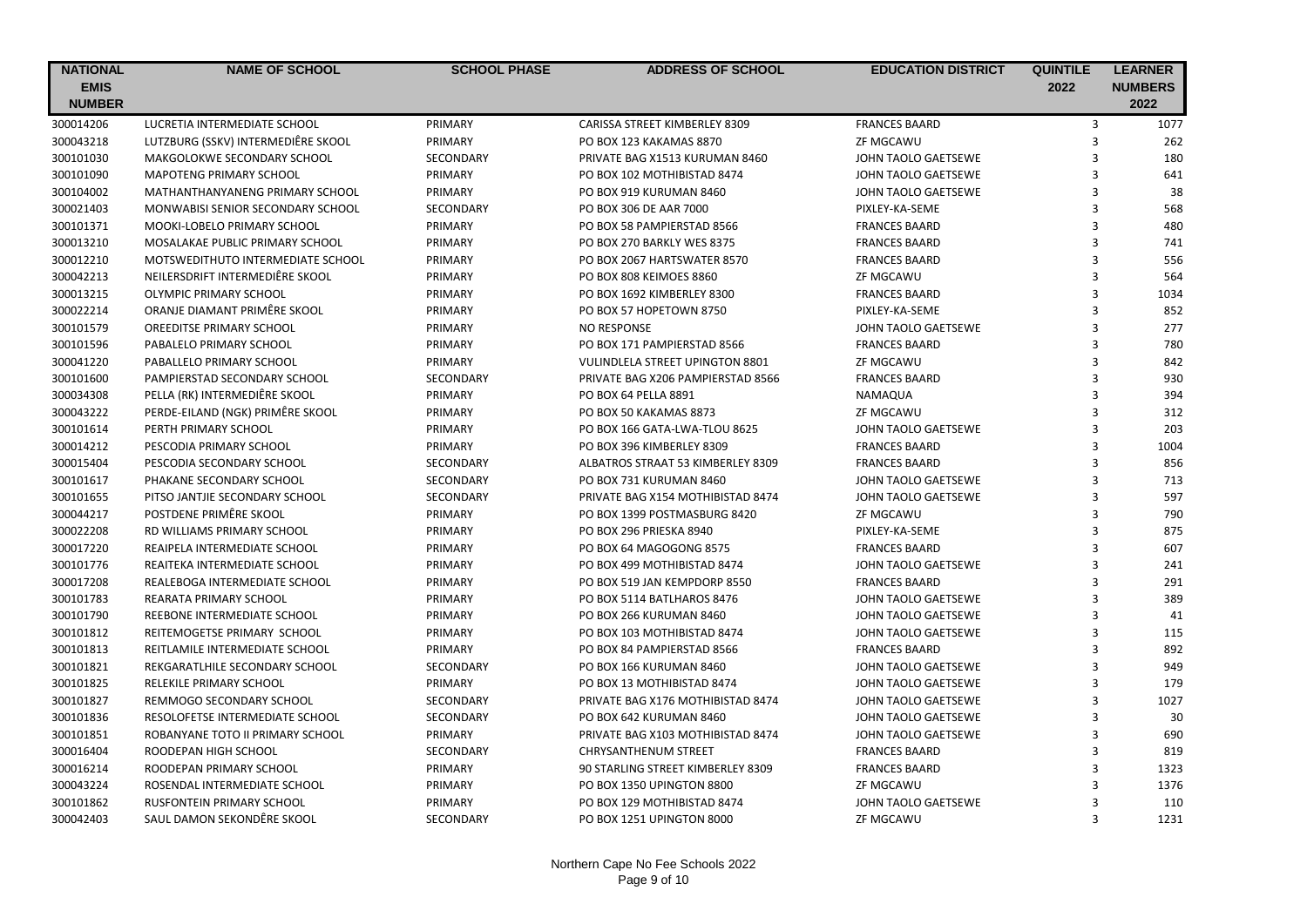| NATIONAL EMIS NUMBER | NAME OF SCHOOL | SCHOOL PHASE | ADDRESS OF SCHOOL | EDUCATION DISTRICT | QUINTILE 2022 | LEARNER NUMBERS 2022 |
|---|---|---|---|---|---|---|
| 300014206 | LUCRETIA INTERMEDIATE SCHOOL | PRIMARY | CARISSA STREET KIMBERLEY 8309 | FRANCES BAARD | 3 | 1077 |
| 300043218 | LUTZBURG (SSKV) INTERMEDIÊRE SKOOL | PRIMARY | PO BOX 123 KAKAMAS 8870 | ZF MGCAWU | 3 | 262 |
| 300101030 | MAKGOLOKWE SECONDARY SCHOOL | SECONDARY | PRIVATE BAG X1513 KURUMAN 8460 | JOHN TAOLO GAETSEWE | 3 | 180 |
| 300101090 | MAPOTENG PRIMARY SCHOOL | PRIMARY | PO BOX 102 MOTHIBISTAD 8474 | JOHN TAOLO GAETSEWE | 3 | 641 |
| 300104002 | MATHANTHANYANENG PRIMARY SCHOOL | PRIMARY | PO BOX 919 KURUMAN 8460 | JOHN TAOLO GAETSEWE | 3 | 38 |
| 300021403 | MONWABISI SENIOR SECONDARY SCHOOL | SECONDARY | PO BOX 306 DE AAR 7000 | PIXLEY-KA-SEME | 3 | 568 |
| 300101371 | MOOKI-LOBELO PRIMARY SCHOOL | PRIMARY | PO BOX 58 PAMPIERSTAD 8566 | FRANCES BAARD | 3 | 480 |
| 300013210 | MOSALAKAE PUBLIC PRIMARY SCHOOL | PRIMARY | PO BOX 270 BARKLY WES 8375 | FRANCES BAARD | 3 | 741 |
| 300012210 | MOTSWEDITHUTO INTERMEDIATE SCHOOL | PRIMARY | PO BOX 2067 HARTSWATER 8570 | FRANCES BAARD | 3 | 556 |
| 300042213 | NEILERSDRIFT INTERMEDIÊRE SKOOL | PRIMARY | PO BOX 808 KEIMOES 8860 | ZF MGCAWU | 3 | 564 |
| 300013215 | OLYMPIC PRIMARY SCHOOL | PRIMARY | PO BOX 1692 KIMBERLEY 8300 | FRANCES BAARD | 3 | 1034 |
| 300022214 | ORANJE DIAMANT PRIMÊRE SKOOL | PRIMARY | PO BOX 57 HOPETOWN 8750 | PIXLEY-KA-SEME | 3 | 852 |
| 300101579 | OREEDITSE PRIMARY SCHOOL | PRIMARY | NO RESPONSE | JOHN TAOLO GAETSEWE | 3 | 277 |
| 300101596 | PABALELO PRIMARY SCHOOL | PRIMARY | PO BOX 171 PAMPIERSTAD 8566 | FRANCES BAARD | 3 | 780 |
| 300041220 | PABALLELO PRIMARY SCHOOL | PRIMARY | VULINDLELA STREET UPINGTON 8801 | ZF MGCAWU | 3 | 842 |
| 300101600 | PAMPIERSTAD SECONDARY SCHOOL | SECONDARY | PRIVATE BAG X206 PAMPIERSTAD 8566 | FRANCES BAARD | 3 | 930 |
| 300034308 | PELLA (RK) INTERMEDIÊRE SKOOL | PRIMARY | PO BOX 64 PELLA 8891 | NAMAQUA | 3 | 394 |
| 300043222 | PERDE-EILAND (NGK) PRIMÊRE SKOOL | PRIMARY | PO BOX 50 KAKAMAS 8873 | ZF MGCAWU | 3 | 312 |
| 300101614 | PERTH PRIMARY SCHOOL | PRIMARY | PO BOX 166 GATA-LWA-TLOU 8625 | JOHN TAOLO GAETSEWE | 3 | 203 |
| 300014212 | PESCODIA PRIMARY SCHOOL | PRIMARY | PO BOX 396 KIMBERLEY 8309 | FRANCES BAARD | 3 | 1004 |
| 300015404 | PESCODIA SECONDARY SCHOOL | SECONDARY | ALBATROS STRAAT 53 KIMBERLEY 8309 | FRANCES BAARD | 3 | 856 |
| 300101617 | PHAKANE SECONDARY SCHOOL | SECONDARY | PO BOX 731 KURUMAN 8460 | JOHN TAOLO GAETSEWE | 3 | 713 |
| 300101655 | PITSO JANTJIE SECONDARY SCHOOL | SECONDARY | PRIVATE BAG X154 MOTHIBISTAD 8474 | JOHN TAOLO GAETSEWE | 3 | 597 |
| 300044217 | POSTDENE PRIMÊRE SKOOL | PRIMARY | PO BOX 1399 POSTMASBURG 8420 | ZF MGCAWU | 3 | 790 |
| 300022208 | RD WILLIAMS PRIMARY SCHOOL | PRIMARY | PO BOX 296 PRIESKA 8940 | PIXLEY-KA-SEME | 3 | 875 |
| 300017220 | REAIPELA INTERMEDIATE SCHOOL | PRIMARY | PO BOX 64 MAGOGONG 8575 | FRANCES BAARD | 3 | 607 |
| 300101776 | REAITEKA INTERMEDIATE SCHOOL | PRIMARY | PO BOX 499 MOTHIBISTAD 8474 | JOHN TAOLO GAETSEWE | 3 | 241 |
| 300017208 | REALEBOGA INTERMEDIATE SCHOOL | PRIMARY | PO BOX 519 JAN KEMPDORP 8550 | FRANCES BAARD | 3 | 291 |
| 300101783 | REARATA PRIMARY SCHOOL | PRIMARY | PO BOX 5114 BATLHAROS 8476 | JOHN TAOLO GAETSEWE | 3 | 389 |
| 300101790 | REEBONE INTERMEDIATE SCHOOL | PRIMARY | PO BOX 266 KURUMAN 8460 | JOHN TAOLO GAETSEWE | 3 | 41 |
| 300101812 | REITEMOGETSE PRIMARY SCHOOL | PRIMARY | PO BOX 103 MOTHIBISTAD 8474 | JOHN TAOLO GAETSEWE | 3 | 115 |
| 300101813 | REITLAMILE INTERMEDIATE SCHOOL | PRIMARY | PO BOX 84 PAMPIERSTAD 8566 | FRANCES BAARD | 3 | 892 |
| 300101821 | REKGARATLHILE SECONDARY SCHOOL | SECONDARY | PO BOX 166 KURUMAN 8460 | JOHN TAOLO GAETSEWE | 3 | 949 |
| 300101825 | RELEKILE PRIMARY SCHOOL | PRIMARY | PO BOX 13 MOTHIBISTAD 8474 | JOHN TAOLO GAETSEWE | 3 | 179 |
| 300101827 | REMMOGO SECONDARY SCHOOL | SECONDARY | PRIVATE BAG X176 MOTHIBISTAD 8474 | JOHN TAOLO GAETSEWE | 3 | 1027 |
| 300101836 | RESOLOFETSE INTERMEDIATE SCHOOL | SECONDARY | PO BOX 642 KURUMAN 8460 | JOHN TAOLO GAETSEWE | 3 | 30 |
| 300101851 | ROBANYANE TOTO II PRIMARY SCHOOL | PRIMARY | PRIVATE BAG X103 MOTHIBISTAD 8474 | JOHN TAOLO GAETSEWE | 3 | 690 |
| 300016404 | ROODEPAN HIGH SCHOOL | SECONDARY | CHRYSANTHENUM STREET | FRANCES BAARD | 3 | 819 |
| 300016214 | ROODEPAN PRIMARY SCHOOL | PRIMARY | 90 STARLING STREET KIMBERLEY 8309 | FRANCES BAARD | 3 | 1323 |
| 300043224 | ROSENDAL INTERMEDIATE SCHOOL | PRIMARY | PO BOX 1350 UPINGTON 8800 | ZF MGCAWU | 3 | 1376 |
| 300101862 | RUSFONTEIN PRIMARY SCHOOL | PRIMARY | PO BOX 129 MOTHIBISTAD 8474 | JOHN TAOLO GAETSEWE | 3 | 110 |
| 300042403 | SAUL DAMON SEKONDÊRE SKOOL | SECONDARY | PO BOX 1251 UPINGTON 8000 | ZF MGCAWU | 3 | 1231 |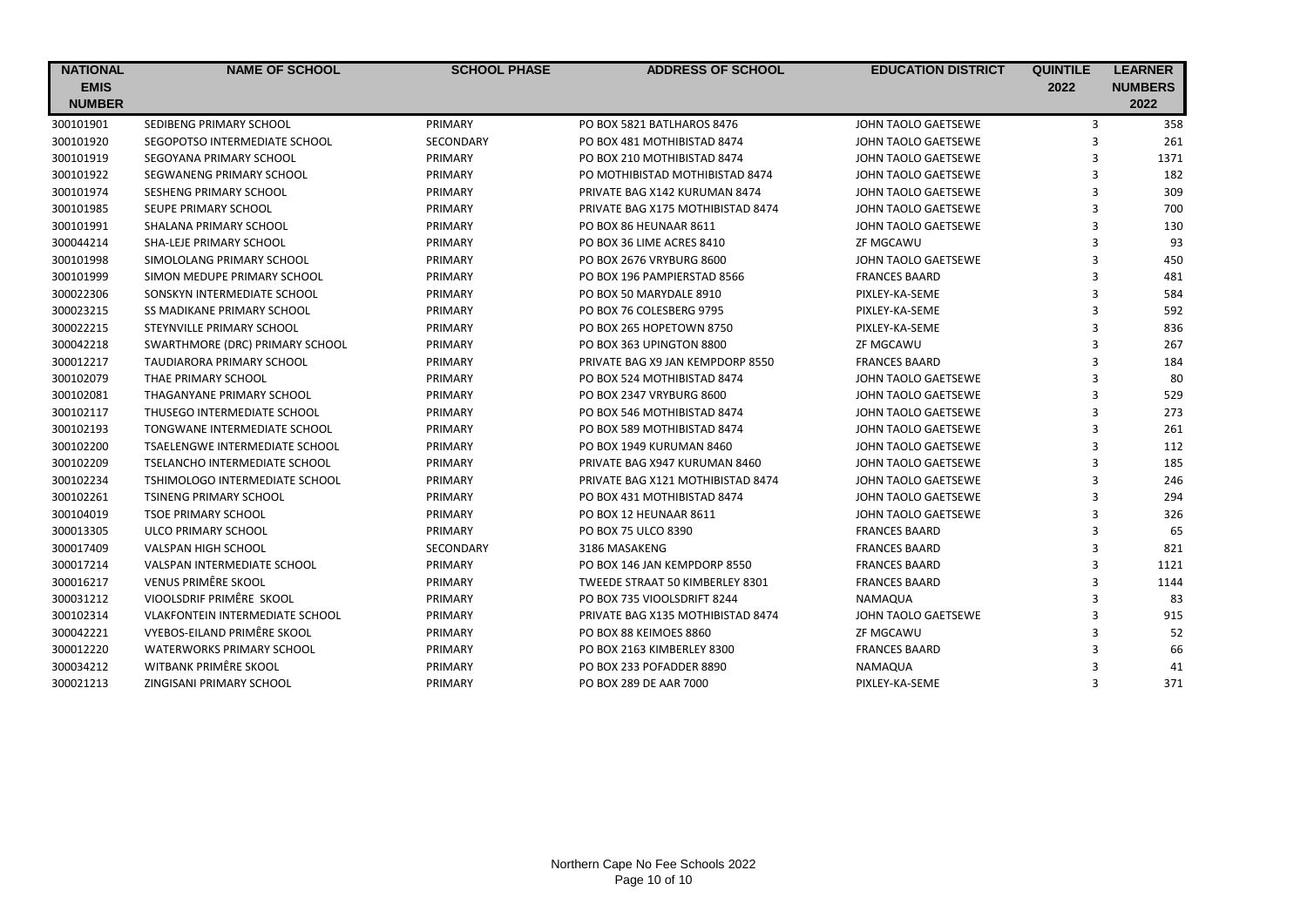| NATIONAL EMIS NUMBER | NAME OF SCHOOL | SCHOOL PHASE | ADDRESS OF SCHOOL | EDUCATION DISTRICT | QUINTILE 2022 | LEARNER NUMBERS 2022 |
|---|---|---|---|---|---|---|
| 300101901 | SEDIBENG PRIMARY SCHOOL | PRIMARY | PO BOX 5821 BATLHAROS 8476 | JOHN TAOLO GAETSEWE | 3 | 358 |
| 300101920 | SEGOPOTSO INTERMEDIATE SCHOOL | SECONDARY | PO BOX 481 MOTHIBISTAD 8474 | JOHN TAOLO GAETSEWE | 3 | 261 |
| 300101919 | SEGOYANA PRIMARY SCHOOL | PRIMARY | PO BOX 210 MOTHIBISTAD 8474 | JOHN TAOLO GAETSEWE | 3 | 1371 |
| 300101922 | SEGWANENG PRIMARY SCHOOL | PRIMARY | PO MOTHIBISTAD MOTHIBISTAD 8474 | JOHN TAOLO GAETSEWE | 3 | 182 |
| 300101974 | SESHENG PRIMARY SCHOOL | PRIMARY | PRIVATE BAG X142 KURUMAN 8474 | JOHN TAOLO GAETSEWE | 3 | 309 |
| 300101985 | SEUPE PRIMARY SCHOOL | PRIMARY | PRIVATE BAG X175 MOTHIBISTAD 8474 | JOHN TAOLO GAETSEWE | 3 | 700 |
| 300101991 | SHALANA PRIMARY SCHOOL | PRIMARY | PO BOX 86 HEUNAAR 8611 | JOHN TAOLO GAETSEWE | 3 | 130 |
| 300044214 | SHA-LEJE PRIMARY SCHOOL | PRIMARY | PO BOX 36 LIME ACRES 8410 | ZF MGCAWU | 3 | 93 |
| 300101998 | SIMOLOLANG PRIMARY SCHOOL | PRIMARY | PO BOX 2676 VRYBURG 8600 | JOHN TAOLO GAETSEWE | 3 | 450 |
| 300101999 | SIMON MEDUPE PRIMARY SCHOOL | PRIMARY | PO BOX 196 PAMPIERSTAD 8566 | FRANCES BAARD | 3 | 481 |
| 300022306 | SONSKYN INTERMEDIATE SCHOOL | PRIMARY | PO BOX 50 MARYDALE 8910 | PIXLEY-KA-SEME | 3 | 584 |
| 300023215 | SS MADIKANE PRIMARY SCHOOL | PRIMARY | PO BOX 76 COLESBERG 9795 | PIXLEY-KA-SEME | 3 | 592 |
| 300022215 | STEYNVILLE PRIMARY SCHOOL | PRIMARY | PO BOX 265 HOPETOWN 8750 | PIXLEY-KA-SEME | 3 | 836 |
| 300042218 | SWARTHMORE (DRC) PRIMARY SCHOOL | PRIMARY | PO BOX 363 UPINGTON 8800 | ZF MGCAWU | 3 | 267 |
| 300012217 | TAUDIARORA PRIMARY SCHOOL | PRIMARY | PRIVATE BAG X9 JAN KEMPDORP 8550 | FRANCES BAARD | 3 | 184 |
| 300102079 | THAE PRIMARY SCHOOL | PRIMARY | PO BOX 524 MOTHIBISTAD 8474 | JOHN TAOLO GAETSEWE | 3 | 80 |
| 300102081 | THAGANYANE PRIMARY SCHOOL | PRIMARY | PO BOX 2347 VRYBURG 8600 | JOHN TAOLO GAETSEWE | 3 | 529 |
| 300102117 | THUSEGO INTERMEDIATE SCHOOL | PRIMARY | PO BOX 546 MOTHIBISTAD 8474 | JOHN TAOLO GAETSEWE | 3 | 273 |
| 300102193 | TONGWANE INTERMEDIATE SCHOOL | PRIMARY | PO BOX 589 MOTHIBISTAD 8474 | JOHN TAOLO GAETSEWE | 3 | 261 |
| 300102200 | TSAELENGWE INTERMEDIATE SCHOOL | PRIMARY | PO BOX 1949 KURUMAN 8460 | JOHN TAOLO GAETSEWE | 3 | 112 |
| 300102209 | TSELANCHO INTERMEDIATE SCHOOL | PRIMARY | PRIVATE BAG X947 KURUMAN 8460 | JOHN TAOLO GAETSEWE | 3 | 185 |
| 300102234 | TSHIMOLOGO INTERMEDIATE SCHOOL | PRIMARY | PRIVATE BAG X121 MOTHIBISTAD 8474 | JOHN TAOLO GAETSEWE | 3 | 246 |
| 300102261 | TSINENG PRIMARY SCHOOL | PRIMARY | PO BOX 431 MOTHIBISTAD 8474 | JOHN TAOLO GAETSEWE | 3 | 294 |
| 300104019 | TSOE PRIMARY SCHOOL | PRIMARY | PO BOX 12 HEUNAAR 8611 | JOHN TAOLO GAETSEWE | 3 | 326 |
| 300013305 | ULCO PRIMARY SCHOOL | PRIMARY | PO BOX 75 ULCO 8390 | FRANCES BAARD | 3 | 65 |
| 300017409 | VALSPAN HIGH SCHOOL | SECONDARY | 3186 MASAKENG | FRANCES BAARD | 3 | 821 |
| 300017214 | VALSPAN INTERMEDIATE SCHOOL | PRIMARY | PO BOX 146 JAN KEMPDORP 8550 | FRANCES BAARD | 3 | 1121 |
| 300016217 | VENUS PRIMÊRE SKOOL | PRIMARY | TWEEDE STRAAT 50 KIMBERLEY 8301 | FRANCES BAARD | 3 | 1144 |
| 300031212 | VIOOLSDRIF PRIMÊRE SKOOL | PRIMARY | PO BOX 735 VIOOLSDRIFT 8244 | NAMAQUA | 3 | 83 |
| 300102314 | VLAKFONTEIN INTERMEDIATE SCHOOL | PRIMARY | PRIVATE BAG X135 MOTHIBISTAD 8474 | JOHN TAOLO GAETSEWE | 3 | 915 |
| 300042221 | VYEBOS-EILAND PRIMÊRE SKOOL | PRIMARY | PO BOX 88 KEIMOES 8860 | ZF MGCAWU | 3 | 52 |
| 300012220 | WATERWORKS PRIMARY SCHOOL | PRIMARY | PO BOX 2163 KIMBERLEY 8300 | FRANCES BAARD | 3 | 66 |
| 300034212 | WITBANK PRIMÊRE SKOOL | PRIMARY | PO BOX 233 POFADDER 8890 | NAMAQUA | 3 | 41 |
| 300021213 | ZINGISANI PRIMARY SCHOOL | PRIMARY | PO BOX 289 DE AAR 7000 | PIXLEY-KA-SEME | 3 | 371 |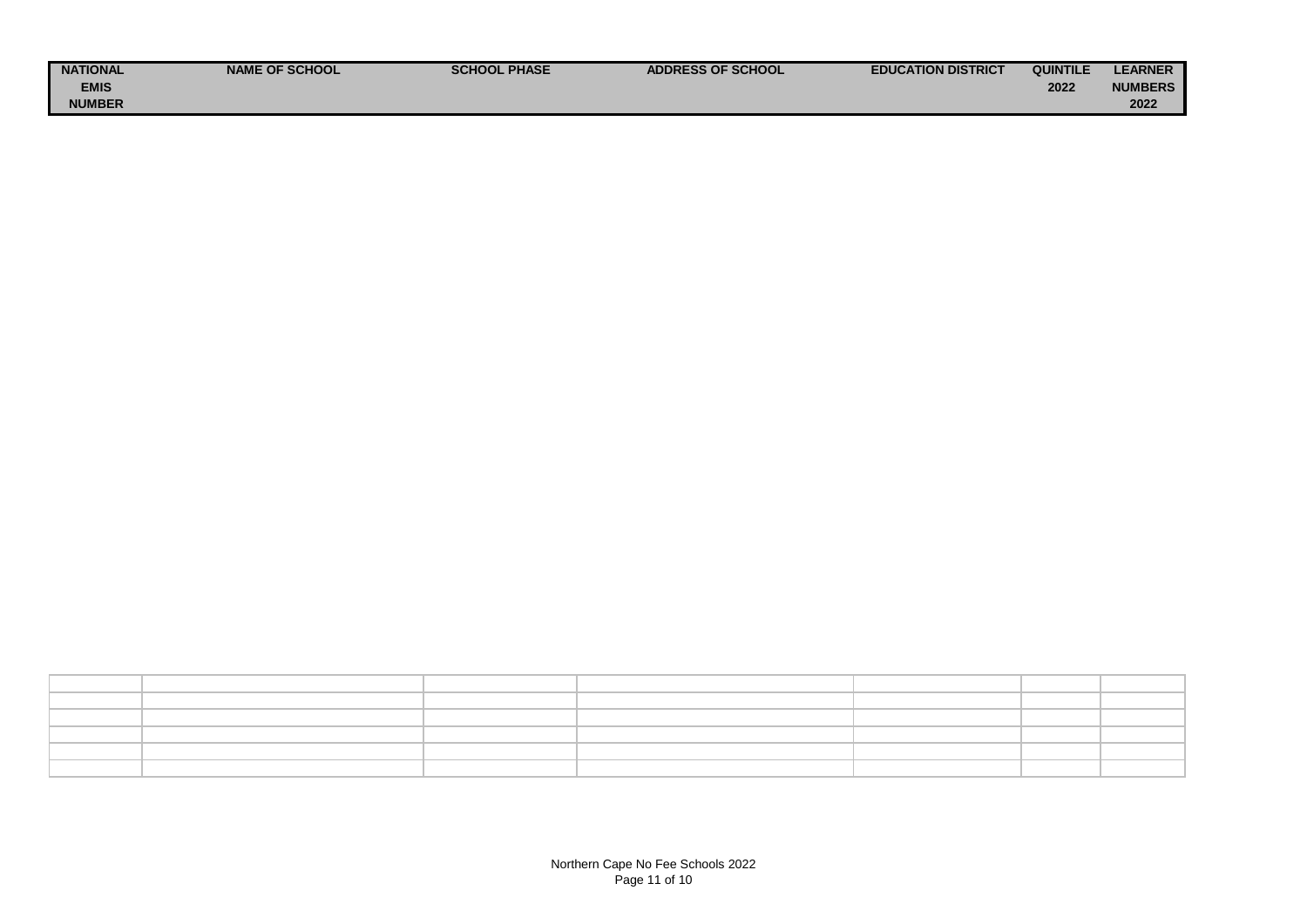| NATIONAL EMIS NUMBER | NAME OF SCHOOL | SCHOOL PHASE | ADDRESS OF SCHOOL | EDUCATION DISTRICT | QUINTILE 2022 | LEARNER NUMBERS 2022 |
|---|---|---|---|---|---|---|
| | | | | | | |
| | | | | | | |
| | | | | | | |
| | | | | | | |
| | | | | | | |
| | | | | | | |